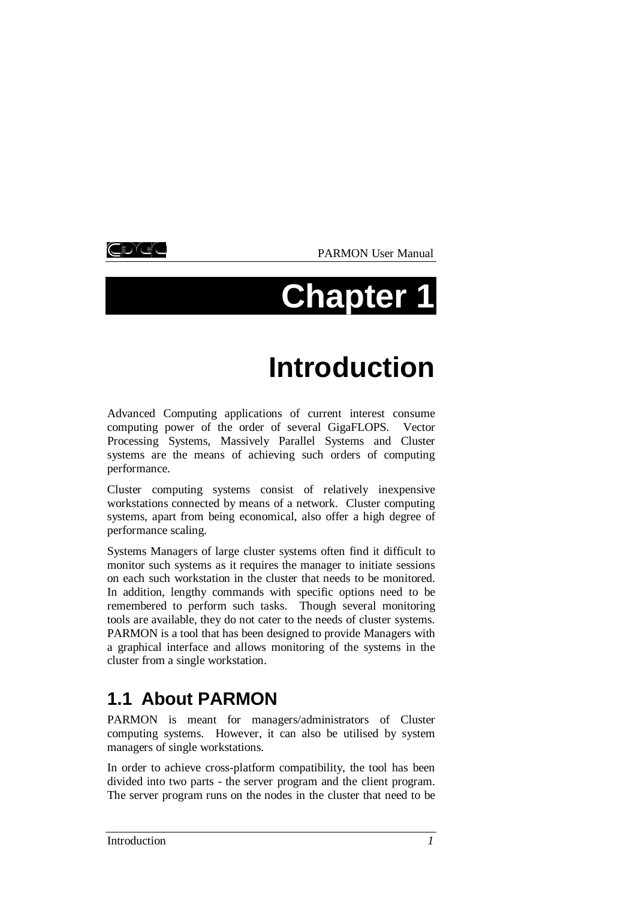# Chapter 1

# Introduction

Advanced Computing applications of current interest consume computing power of the order of several GigaFLOPS. Vector Processing Systems, Massively Parallel Systems and Cluster systems are the means of achieving such orders of computing performance.

Cluster computing systems consist of relatively inexpensive workstations connected by means of a network. Cluster computing systems, apart from being economical, also offer a high degree of performance scaling.

Systems Managers of large cluster systems often find it difficult to monitor such systems as it requires the manager to initiate sessions on each such workstation in the cluster that needs to be monitored. In addition, lengthy commands with specific options need to be remembered to perform such tasks. Though several monitoring tools are available, they do not cater to the needs of cluster systems. PARMON is a tool that has been designed to provide Managers with a graphical interface and allows monitoring of the systems in the cluster from a single workstation.

## 1.1 About PARMON

PARMON is meant for managers/administrators of Cluster computing systems. However, it can also be utilised by system managers of single workstations.

In order to achieve cross-platform compatibility, the tool has been divided into two parts - the server program and the client program. The server program runs on the nodes in the cluster that need to be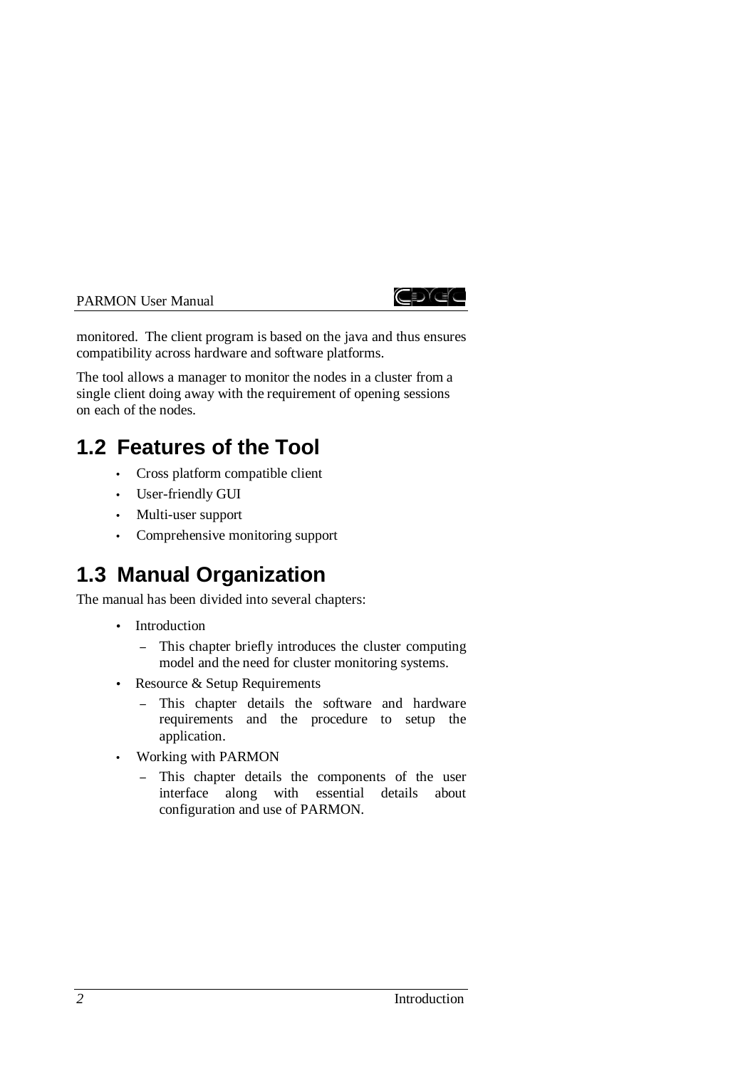monitored. The client program is based on the java and thus ensures compatibility across hardware and software platforms.

The tool allows a manager to monitor the nodes in a cluster from a single client doing away with the requirement of opening sessions on each of the nodes.

## 1.2 Features of the Tool

- Cross platform compatible client
- User-friendly GUI
- Multi-user support
- Comprehensive monitoring support

## 1.3 Manual Organization

The manual has been divided into several chapters:

- Introduction
  - This chapter briefly introduces the cluster computing model and the need for cluster monitoring systems.
- Resource & Setup Requirements
  - This chapter details the software and hardware requirements and the procedure to setup the application.
- Working with PARMON
  - This chapter details the components of the user interface along with essential details about configuration and use of PARMON.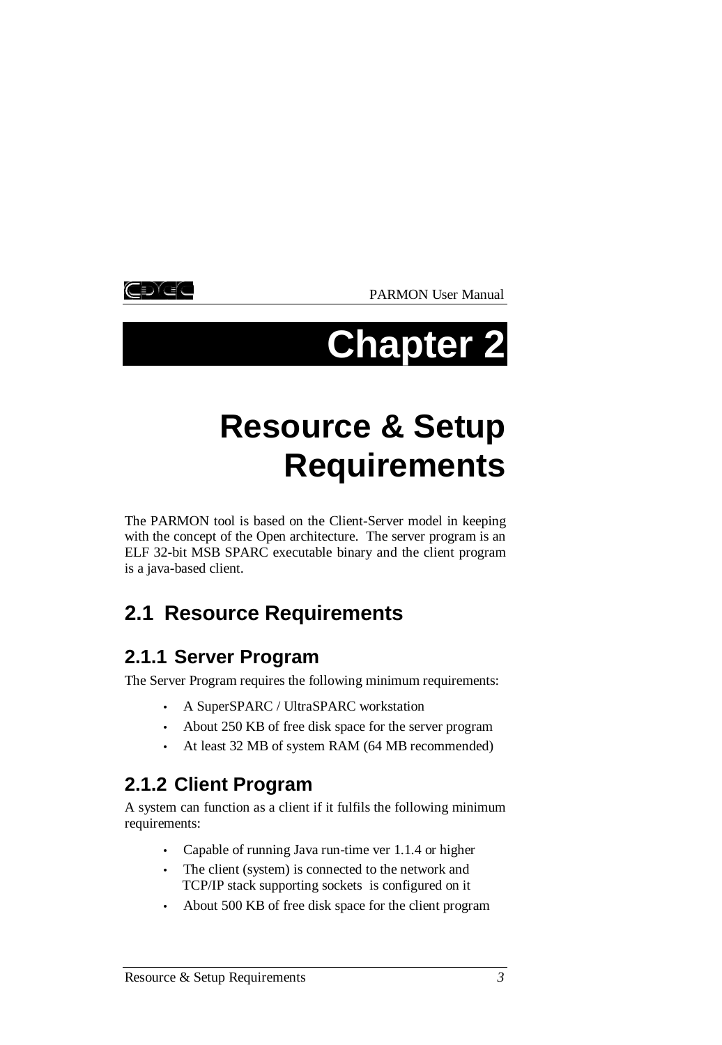# Chapter 2

# Resource & Setup Requirements

The PARMON tool is based on the Client-Server model in keeping with the concept of the Open architecture. The server program is an ELF 32-bit MSB SPARC executable binary and the client program is a java-based client.

## 2.1 Resource Requirements

### 2.1.1 Server Program

The Server Program requires the following minimum requirements:

- A SuperSPARC / UltraSPARC workstation
- About 250 KB of free disk space for the server program
- At least 32 MB of system RAM (64 MB recommended)

### 2.1.2 Client Program

A system can function as a client if it fulfils the following minimum requirements:

- Capable of running Java run-time ver 1.1.4 or higher
- The client (system) is connected to the network and TCP/IP stack supporting sockets is configured on it
- About 500 KB of free disk space for the client program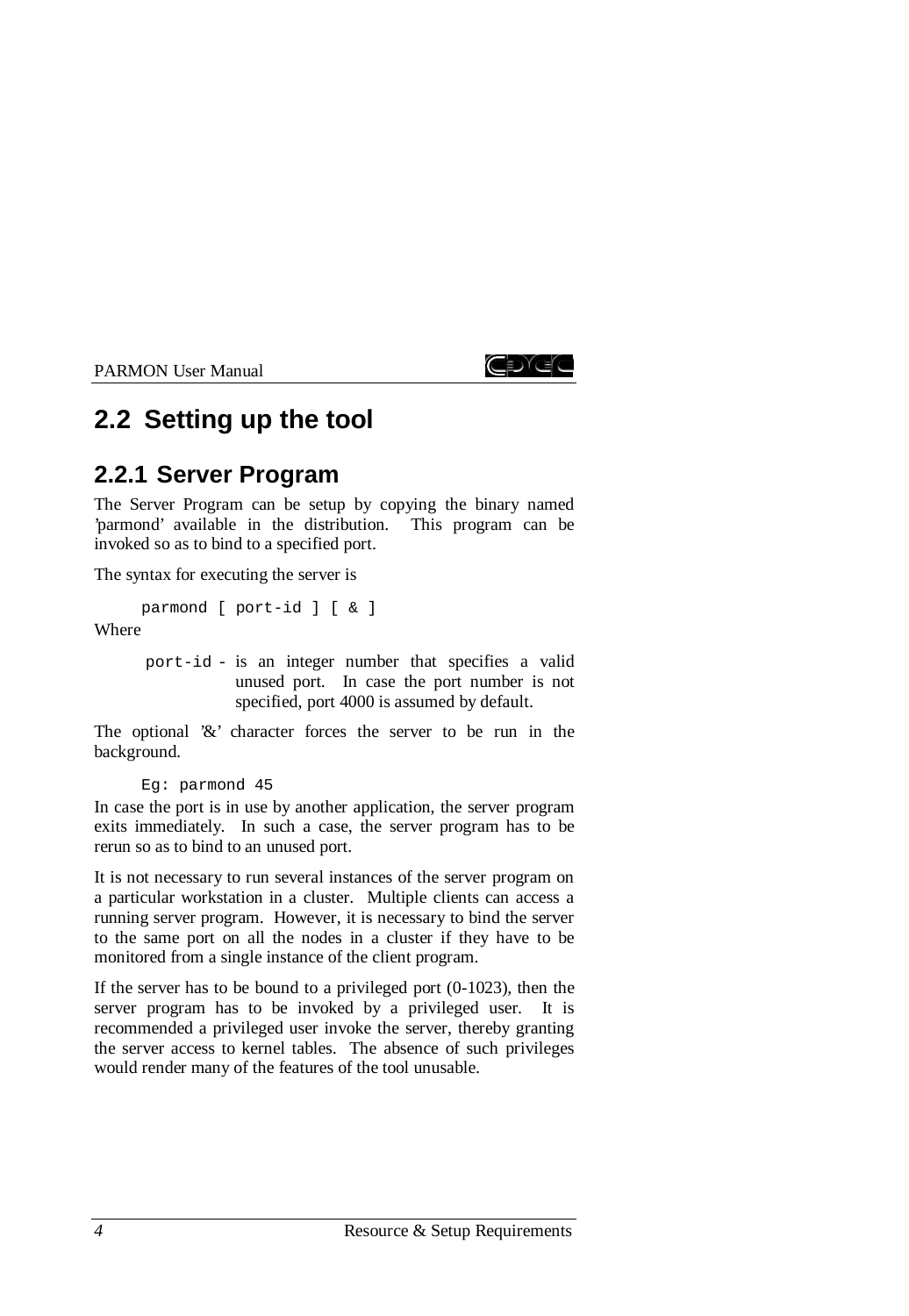## 2.2 Setting up the tool

### 2.2.1 Server Program

The Server Program can be setup by copying the binary named 'parmond' available in the distribution. This program can be invoked so as to bind to a specified port.

The syntax for executing the server is

```
parmond [ port-id ] [ & ]
```

Where

`port-id` - is an integer number that specifies a valid unused port. In case the port number is not specified, port 4000 is assumed by default.

The optional '&' character forces the server to be run in the background.

```
Eg: parmond 45
```

In case the port is in use by another application, the server program exits immediately. In such a case, the server program has to be rerun so as to bind to an unused port.

It is not necessary to run several instances of the server program on a particular workstation in a cluster. Multiple clients can access a running server program. However, it is necessary to bind the server to the same port on all the nodes in a cluster if they have to be monitored from a single instance of the client program.

If the server has to be bound to a privileged port (0-1023), then the server program has to be invoked by a privileged user. It is recommended a privileged user invoke the server, thereby granting the server access to kernel tables. The absence of such privileges would render many of the features of the tool unusable.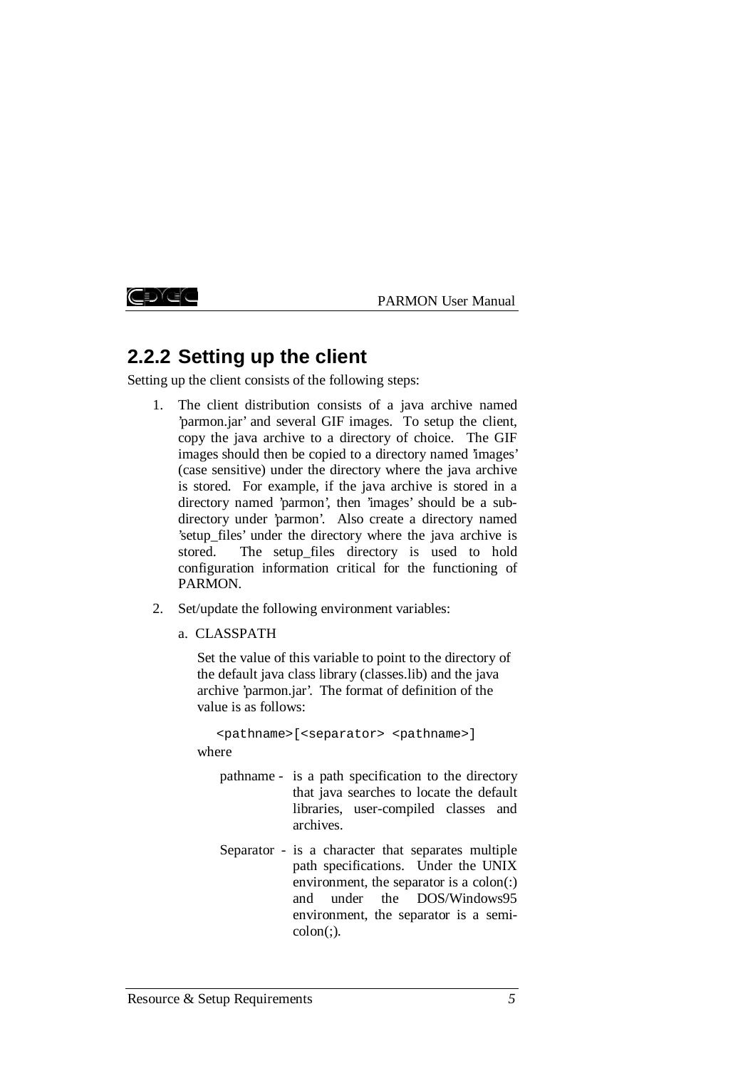### 2.2.2 Setting up the client

Setting up the client consists of the following steps:

1. The client distribution consists of a java archive named 'parmon.jar' and several GIF images. To setup the client, copy the java archive to a directory of choice. The GIF images should then be copied to a directory named 'images' (case sensitive) under the directory where the java archive is stored. For example, if the java archive is stored in a directory named 'parmon', then 'images' should be a sub-directory under 'parmon'. Also create a directory named 'setup_files' under the directory where the java archive is stored. The setup_files directory is used to hold configuration information critical for the functioning of PARMON.

2. Set/update the following environment variables:

   a. CLASSPATH

   Set the value of this variable to point to the directory of the default java class library (classes.lib) and the java archive 'parmon.jar'. The format of definition of the value is as follows:

   ```
   <pathname>[<separator> <pathname>]
   ```

   where

   pathname - is a path specification to the directory that java searches to locate the default libraries, user-compiled classes and archives.

   Separator - is a character that separates multiple path specifications. Under the UNIX environment, the separator is a colon(:) and under the DOS/Windows95 environment, the separator is a semi-colon(;).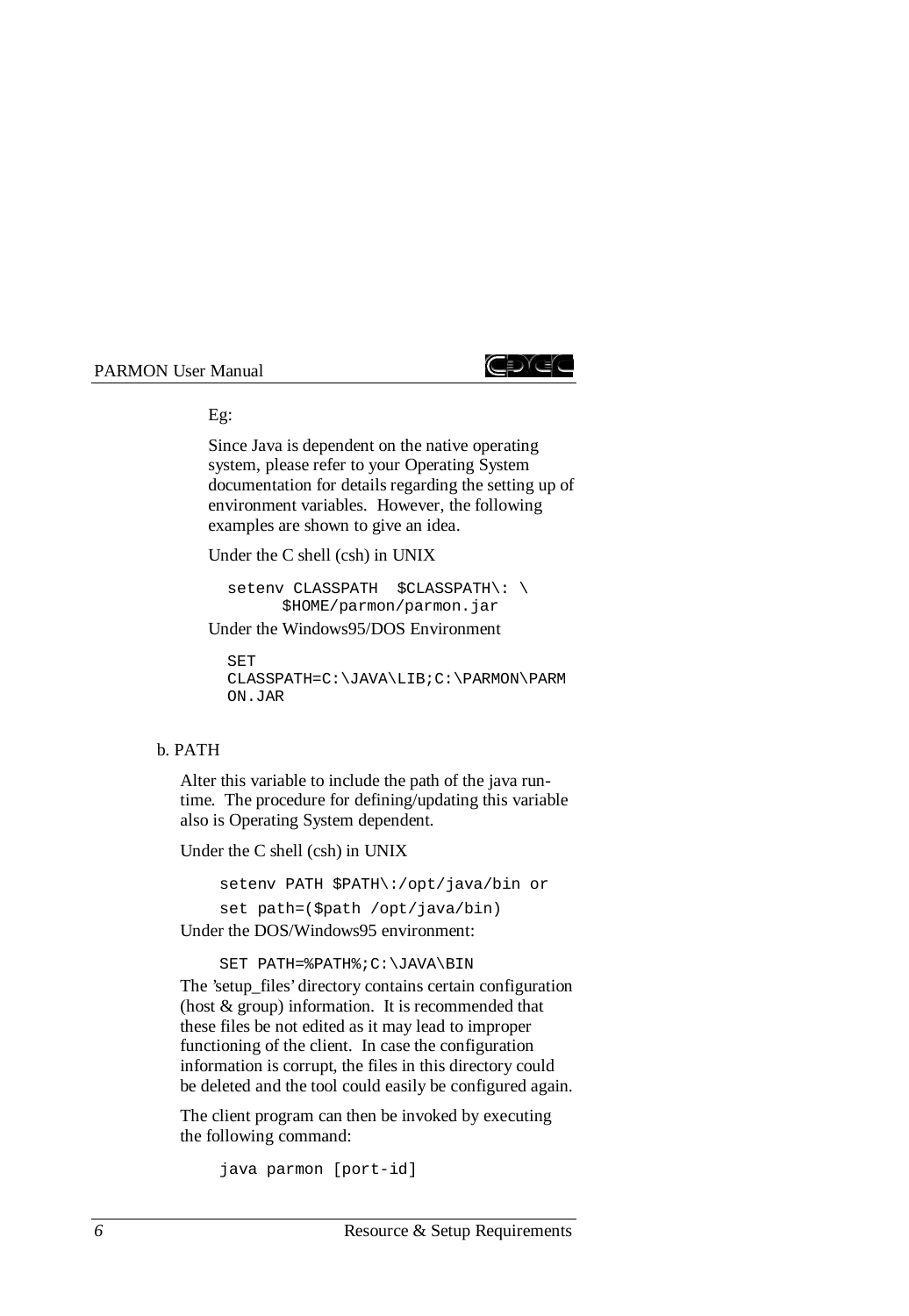Eg:

Since Java is dependent on the native operating system, please refer to your Operating System documentation for details regarding the setting up of environment variables. However, the following examples are shown to give an idea.

Under the C shell (csh) in UNIX

```
setenv CLASSPATH  $CLASSPATH\: \
       $HOME/parmon/parmon.jar
```

Under the Windows95/DOS Environment

```
SET
CLASSPATH=C:\JAVA\LIB;C:\PARMON\PARM
ON.JAR
```

b. PATH

Alter this variable to include the path of the java run-time. The procedure for defining/updating this variable also is Operating System dependent.

Under the C shell (csh) in UNIX

```
setenv PATH $PATH\:/opt/java/bin or
set path=($path /opt/java/bin)
```

Under the DOS/Windows95 environment:

```
SET PATH=%PATH%;C:\JAVA\BIN
```

The 'setup_files' directory contains certain configuration (host & group) information. It is recommended that these files be not edited as it may lead to improper functioning of the client. In case the configuration information is corrupt, the files in this directory could be deleted and the tool could easily be configured again.

The client program can then be invoked by executing the following command:

```
java parmon [port-id]
```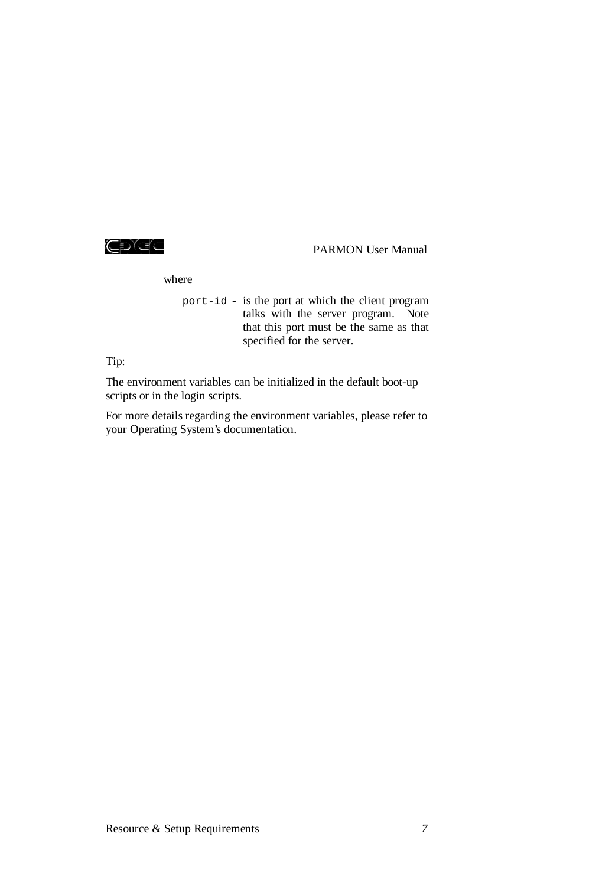where

`port-id` - is the port at which the client program talks with the server program. Note that this port must be the same as that specified for the server.

Tip:

The environment variables can be initialized in the default boot-up scripts or in the login scripts.

For more details regarding the environment variables, please refer to your Operating System's documentation.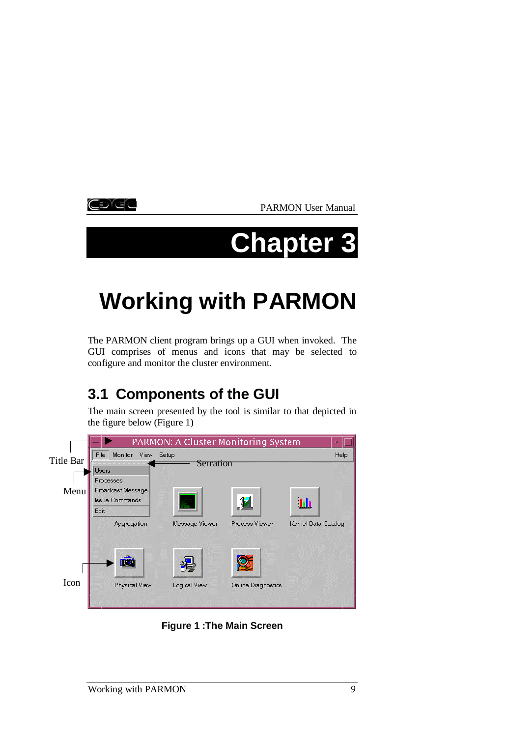# Chapter 3

# Working with PARMON

The PARMON client program brings up a GUI when invoked. The GUI comprises of menus and icons that may be selected to configure and monitor the cluster environment.

## 3.1 Components of the GUI

The main screen presented by the tool is similar to that depicted in the figure below (Figure 1)

**Figure 1 :The Main Screen**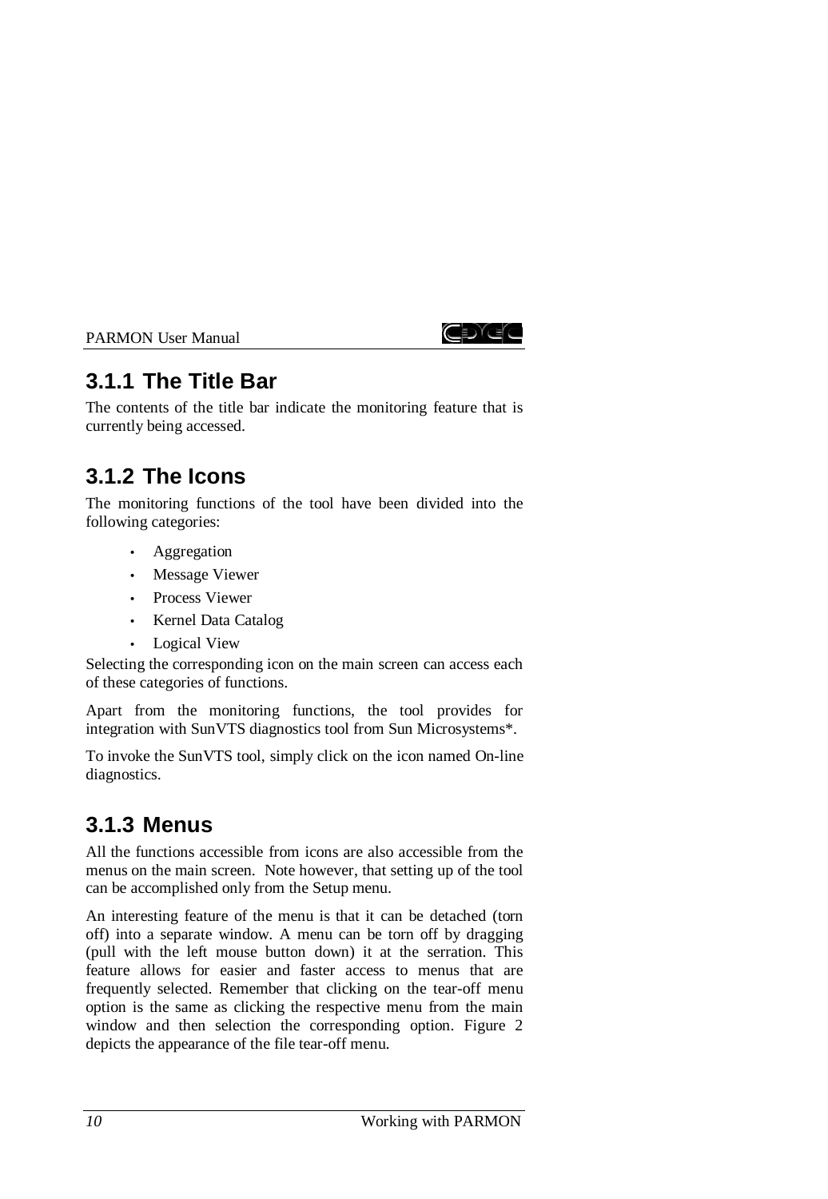### 3.1.1 The Title Bar

The contents of the title bar indicate the monitoring feature that is currently being accessed.

### 3.1.2 The Icons

The monitoring functions of the tool have been divided into the following categories:

- Aggregation
- Message Viewer
- Process Viewer
- Kernel Data Catalog
- Logical View

Selecting the corresponding icon on the main screen can access each of these categories of functions.

Apart from the monitoring functions, the tool provides for integration with SunVTS diagnostics tool from Sun Microsystems*.

To invoke the SunVTS tool, simply click on the icon named On-line diagnostics.

### 3.1.3 Menus

All the functions accessible from icons are also accessible from the menus on the main screen. Note however, that setting up of the tool can be accomplished only from the Setup menu.

An interesting feature of the menu is that it can be detached (torn off) into a separate window. A menu can be torn off by dragging (pull with the left mouse button down) it at the serration. This feature allows for easier and faster access to menus that are frequently selected. Remember that clicking on the tear-off menu option is the same as clicking the respective menu from the main window and then selection the corresponding option. Figure 2 depicts the appearance of the file tear-off menu.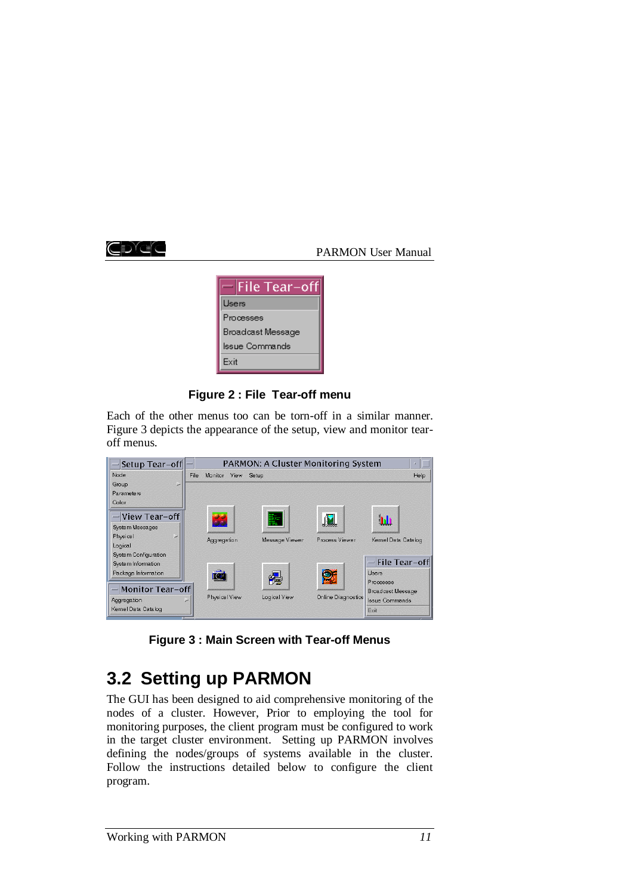Figure 2 : File Tear-off menu

Each of the other menus too can be torn-off in a similar manner. Figure 3 depicts the appearance of the setup, view and monitor tear-off menus.

Figure 3 : Main Screen with Tear-off Menus

## 3.2 Setting up PARMON

The GUI has been designed to aid comprehensive monitoring of the nodes of a cluster. However, Prior to employing the tool for monitoring purposes, the client program must be configured to work in the target cluster environment. Setting up PARMON involves defining the nodes/groups of systems available in the cluster. Follow the instructions detailed below to configure the client program.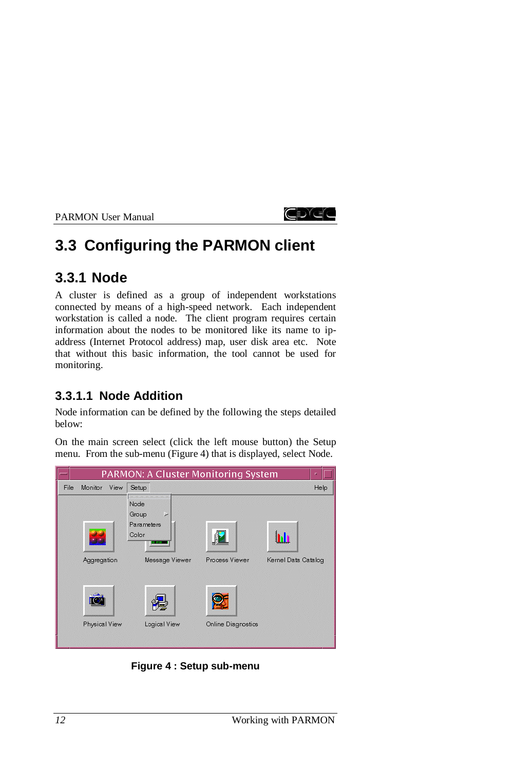## 3.3 Configuring the PARMON client

### 3.3.1 Node

A cluster is defined as a group of independent workstations connected by means of a high-speed network. Each independent workstation is called a node. The client program requires certain information about the nodes to be monitored like its name to ip-address (Internet Protocol address) map, user disk area etc. Note that without this basic information, the tool cannot be used for monitoring.

#### 3.3.1.1 Node Addition

Node information can be defined by the following the steps detailed below:

On the main screen select (click the left mouse button) the Setup menu. From the sub-menu (Figure 4) that is displayed, select Node.

**Figure 4 : Setup sub-menu**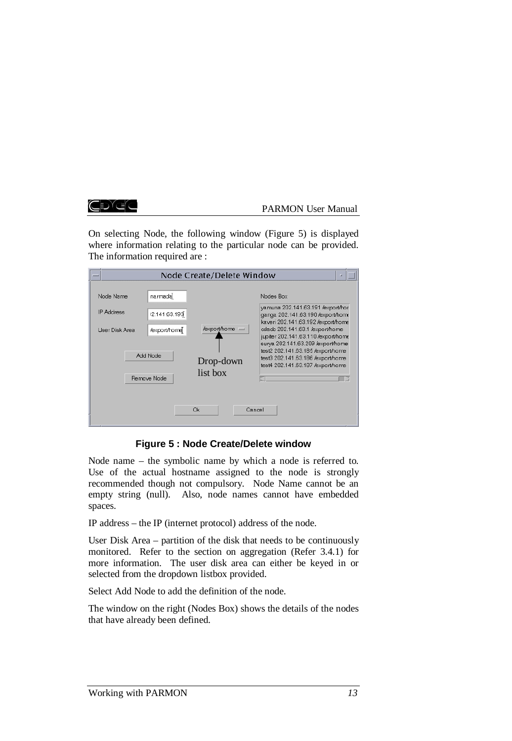On selecting Node, the following window (Figure 5) is displayed where information relating to the particular node can be provided. The information required are :

**Figure 5 : Node Create/Delete window**

Node name – the symbolic name by which a node is referred to. Use of the actual hostname assigned to the node is strongly recommended though not compulsory. Node Name cannot be an empty string (null). Also, node names cannot have embedded spaces.

IP address – the IP (internet protocol) address of the node.

User Disk Area – partition of the disk that needs to be continuously monitored. Refer to the section on aggregation (Refer 3.4.1) for more information. The user disk area can either be keyed in or selected from the dropdown listbox provided.

Select Add Node to add the definition of the node.

The window on the right (Nodes Box) shows the details of the nodes that have already been defined.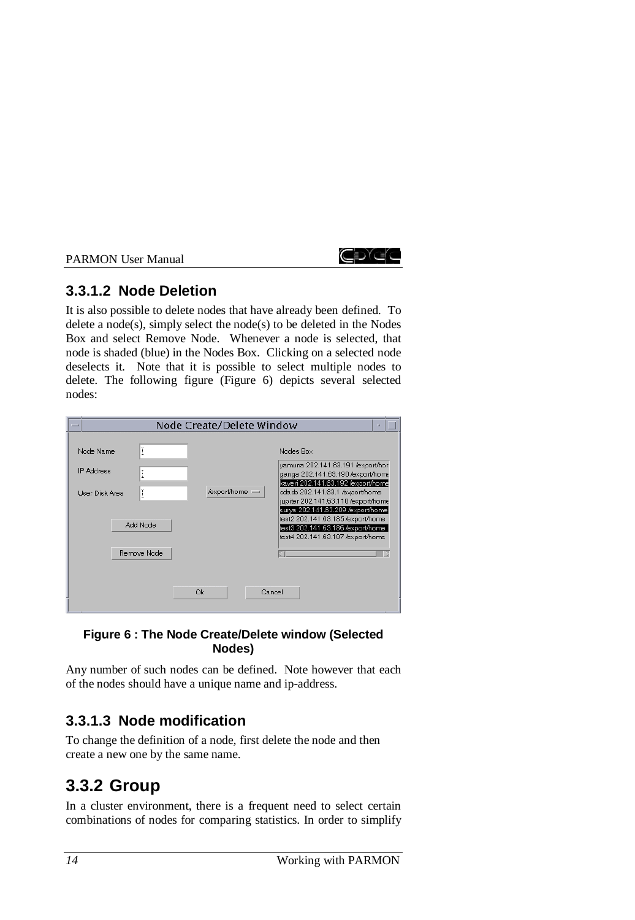### 3.3.1.2 Node Deletion

It is also possible to delete nodes that have already been defined. To delete a node(s), simply select the node(s) to be deleted in the Nodes Box and select Remove Node. Whenever a node is selected, that node is shaded (blue) in the Nodes Box. Clicking on a selected node deselects it. Note that it is possible to select multiple nodes to delete. The following figure (Figure 6) depicts several selected nodes:

**Figure 6 : The Node Create/Delete window (Selected Nodes)**

Any number of such nodes can be defined. Note however that each of the nodes should have a unique name and ip-address.

### 3.3.1.3 Node modification

To change the definition of a node, first delete the node and then create a new one by the same name.

## 3.3.2 Group

In a cluster environment, there is a frequent need to select certain combinations of nodes for comparing statistics. In order to simplify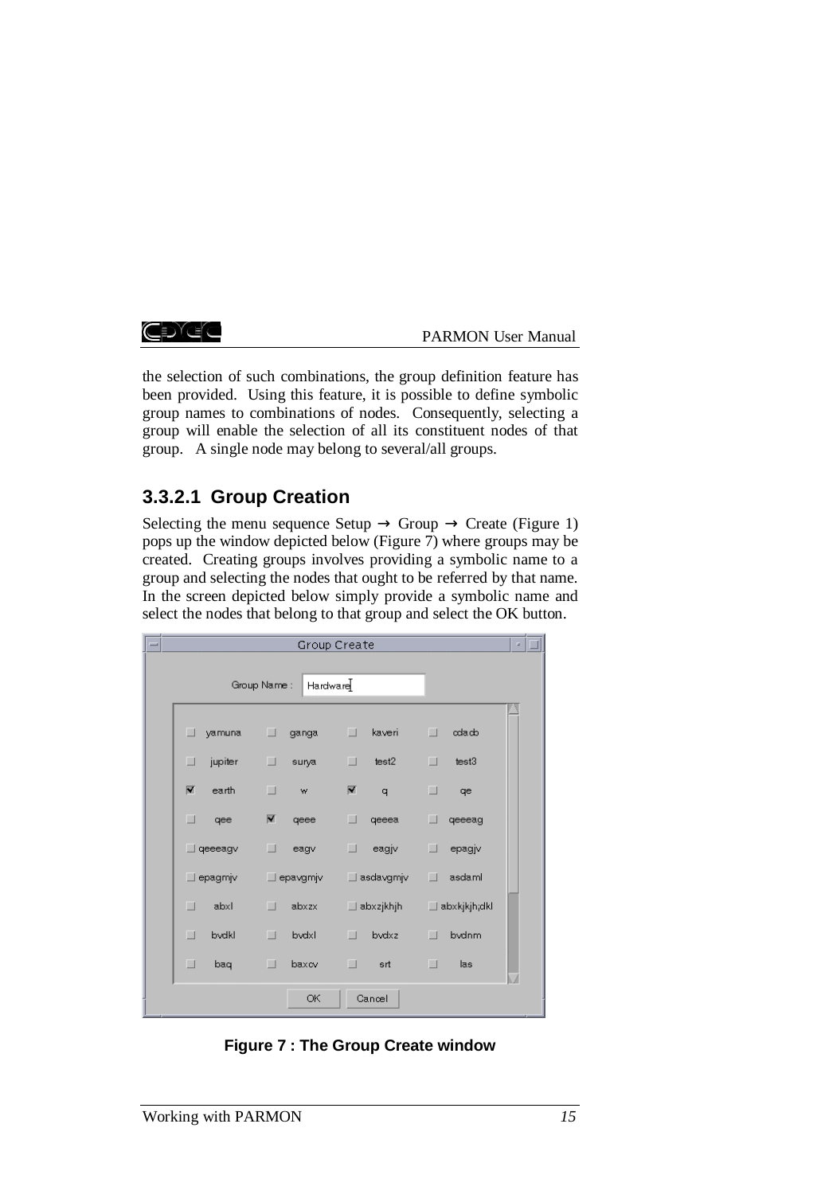the selection of such combinations, the group definition feature has been provided. Using this feature, it is possible to define symbolic group names to combinations of nodes. Consequently, selecting a group will enable the selection of all its constituent nodes of that group. A single node may belong to several/all groups.

### 3.3.2.1 Group Creation

Selecting the menu sequence Setup → Group → Create (Figure 1) pops up the window depicted below (Figure 7) where groups may be created. Creating groups involves providing a symbolic name to a group and selecting the nodes that ought to be referred by that name. In the screen depicted below simply provide a symbolic name and select the nodes that belong to that group and select the OK button.

**Figure 7 : The Group Create window**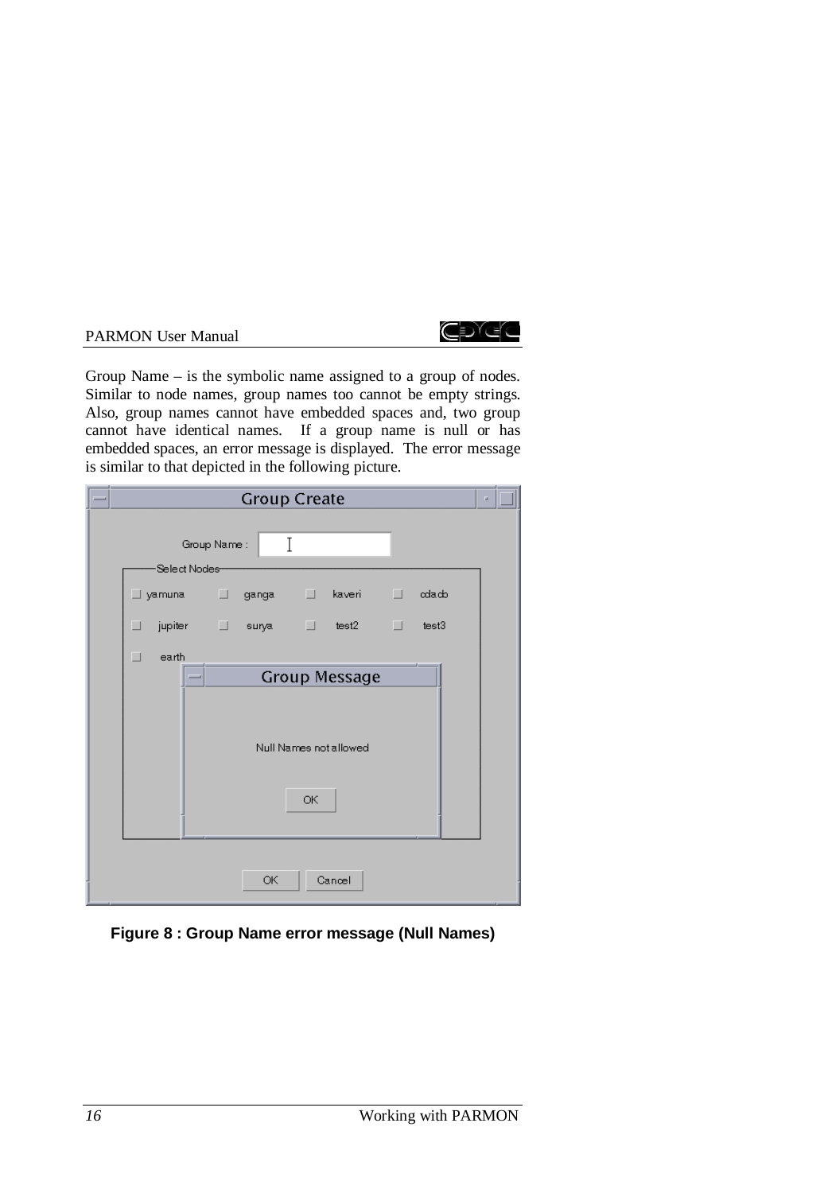Group Name – is the symbolic name assigned to a group of nodes. Similar to node names, group names too cannot be empty strings. Also, group names cannot have embedded spaces and, two group cannot have identical names. If a group name is null or has embedded spaces, an error message is displayed. The error message is similar to that depicted in the following picture.

**Figure 8 : Group Name error message (Null Names)**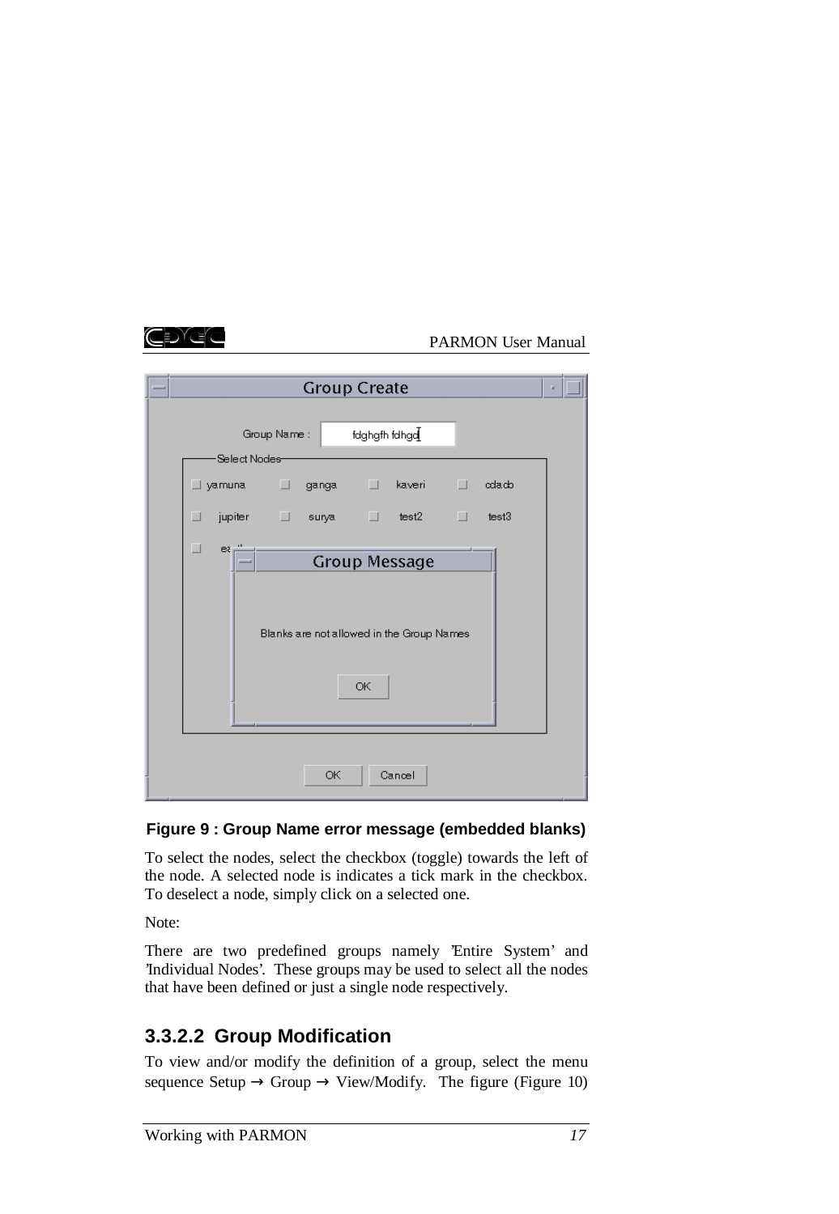**Figure 9 : Group Name error message (embedded blanks)**

To select the nodes, select the checkbox (toggle) towards the left of the node. A selected node is indicates a tick mark in the checkbox. To deselect a node, simply click on a selected one.

Note:

There are two predefined groups namely 'Entire System' and 'Individual Nodes'. These groups may be used to select all the nodes that have been defined or just a single node respectively.

### 3.3.2.2 Group Modification

To view and/or modify the definition of a group, select the menu sequence Setup → Group → View/Modify. The figure (Figure 10)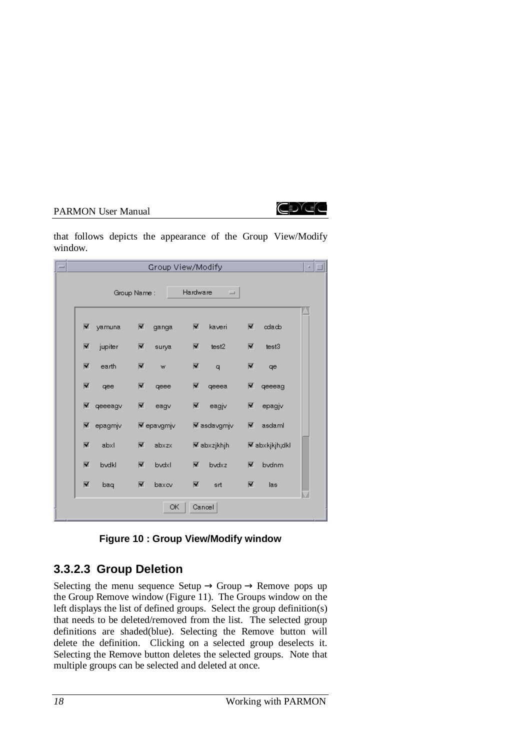that follows depicts the appearance of the Group View/Modify window.

Figure 10 : Group View/Modify window

### 3.3.2.3 Group Deletion

Selecting the menu sequence Setup → Group → Remove pops up the Group Remove window (Figure 11). The Groups window on the left displays the list of defined groups. Select the group definition(s) that needs to be deleted/removed from the list. The selected group definitions are shaded(blue). Selecting the Remove button will delete the definition. Clicking on a selected group deselects it. Selecting the Remove button deletes the selected groups. Note that multiple groups can be selected and deleted at once.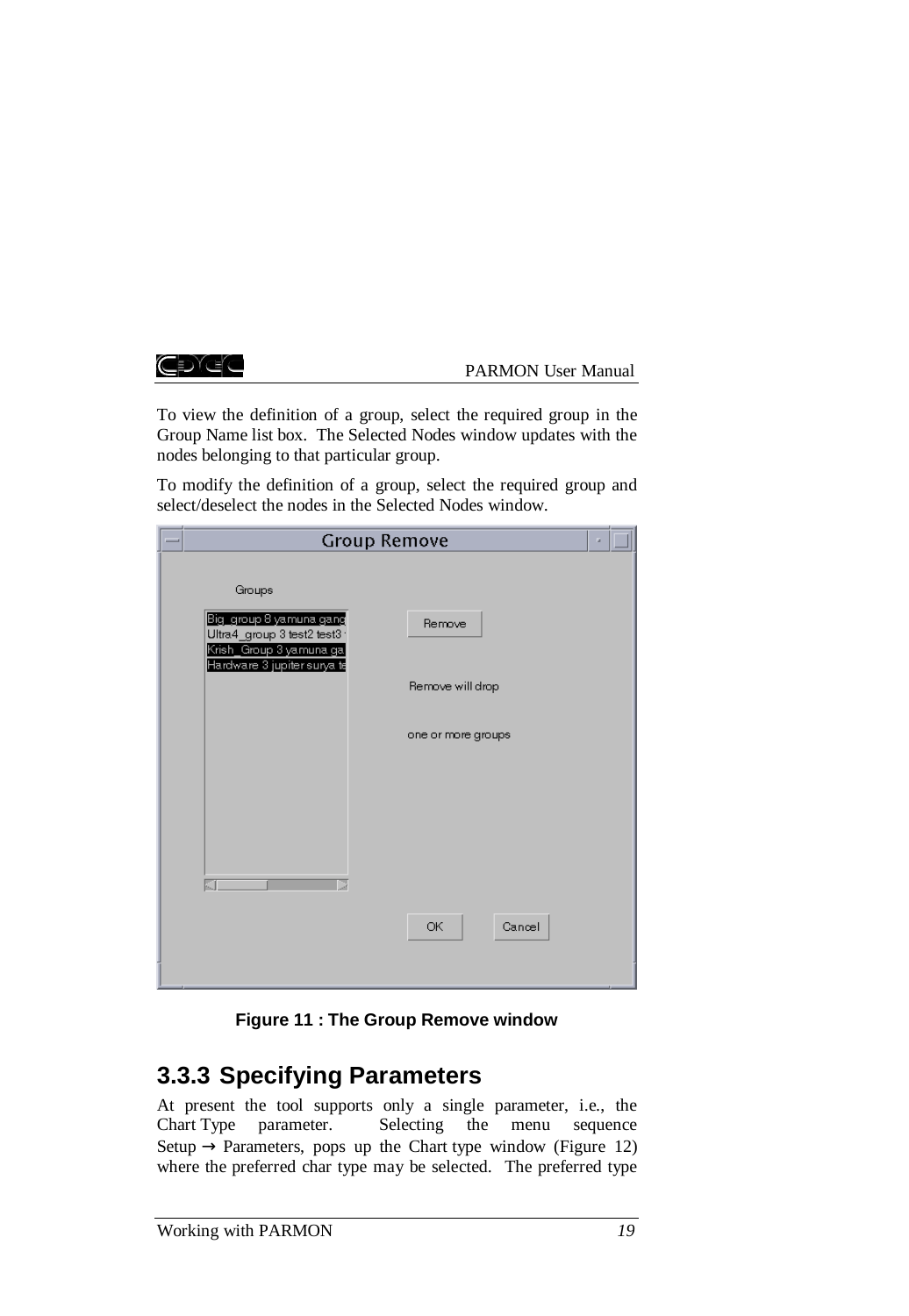To view the definition of a group, select the required group in the Group Name list box. The Selected Nodes window updates with the nodes belonging to that particular group.

To modify the definition of a group, select the required group and select/deselect the nodes in the Selected Nodes window.

**Figure 11 : The Group Remove window**

### 3.3.3 Specifying Parameters

At present the tool supports only a single parameter, i.e., the Chart Type parameter. Selecting the menu sequence Setup → Parameters, pops up the Chart type window (Figure 12) where the preferred char type may be selected. The preferred type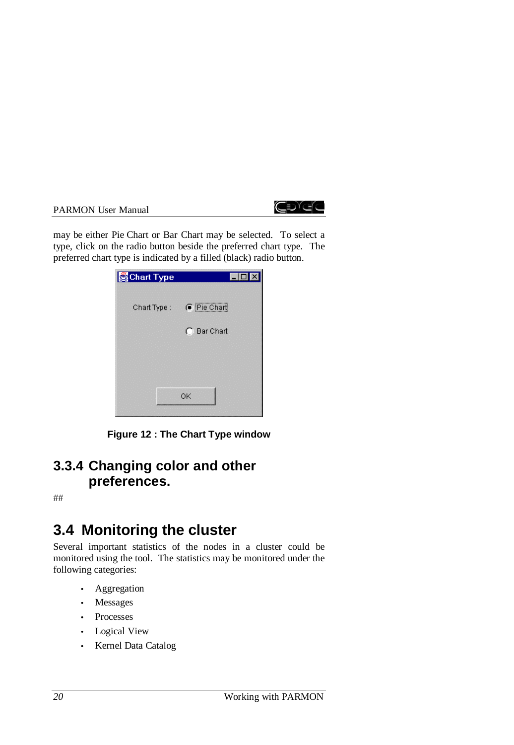may be either Pie Chart or Bar Chart may be selected. To select a type, click on the radio button beside the preferred chart type. The preferred chart type is indicated by a filled (black) radio button.

**Figure 12 : The Chart Type window**

### 3.3.4 Changing color and other preferences.

##

## 3.4 Monitoring the cluster

Several important statistics of the nodes in a cluster could be monitored using the tool. The statistics may be monitored under the following categories:

- Aggregation
- Messages
- Processes
- Logical View
- Kernel Data Catalog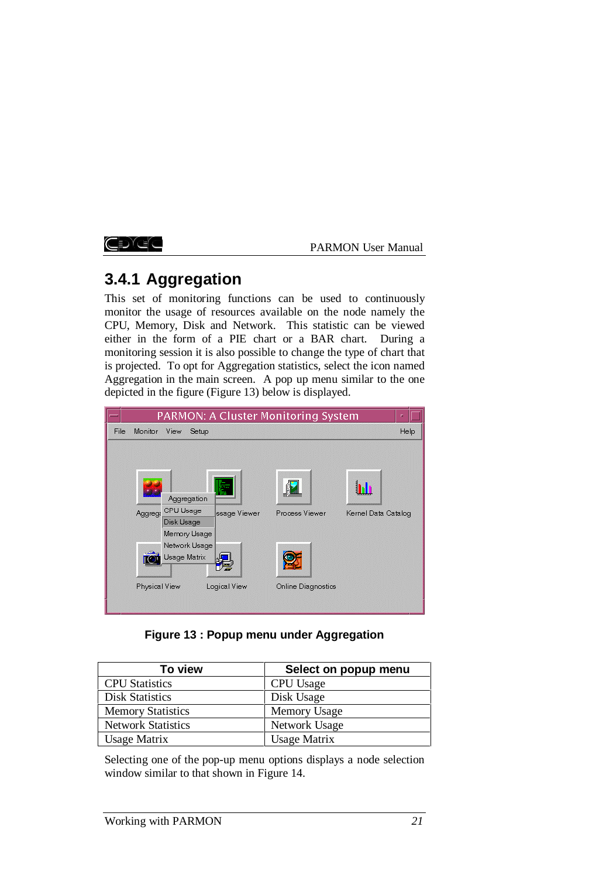## 3.4.1 Aggregation

This set of monitoring functions can be used to continuously monitor the usage of resources available on the node namely the CPU, Memory, Disk and Network. This statistic can be viewed either in the form of a PIE chart or a BAR chart. During a monitoring session it is also possible to change the type of chart that is projected. To opt for Aggregation statistics, select the icon named Aggregation in the main screen. A pop up menu similar to the one depicted in the figure (Figure 13) below is displayed.

**Figure 13 : Popup menu under Aggregation**

| To view | Select on popup menu |
| --- | --- |
| CPU Statistics | CPU Usage |
| Disk Statistics | Disk Usage |
| Memory Statistics | Memory Usage |
| Network Statistics | Network Usage |
| Usage Matrix | Usage Matrix |

Selecting one of the pop-up menu options displays a node selection window similar to that shown in Figure 14.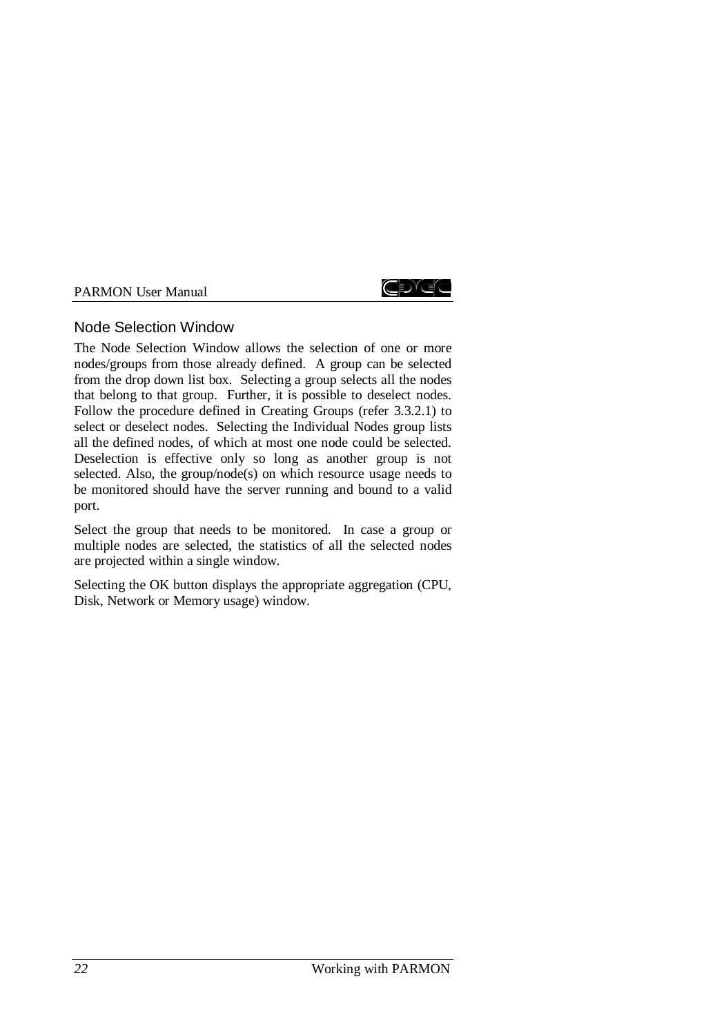## Node Selection Window

The Node Selection Window allows the selection of one or more nodes/groups from those already defined. A group can be selected from the drop down list box. Selecting a group selects all the nodes that belong to that group. Further, it is possible to deselect nodes. Follow the procedure defined in Creating Groups (refer 3.3.2.1) to select or deselect nodes. Selecting the Individual Nodes group lists all the defined nodes, of which at most one node could be selected. Deselection is effective only so long as another group is not selected. Also, the group/node(s) on which resource usage needs to be monitored should have the server running and bound to a valid port.

Select the group that needs to be monitored. In case a group or multiple nodes are selected, the statistics of all the selected nodes are projected within a single window.

Selecting the OK button displays the appropriate aggregation (CPU, Disk, Network or Memory usage) window.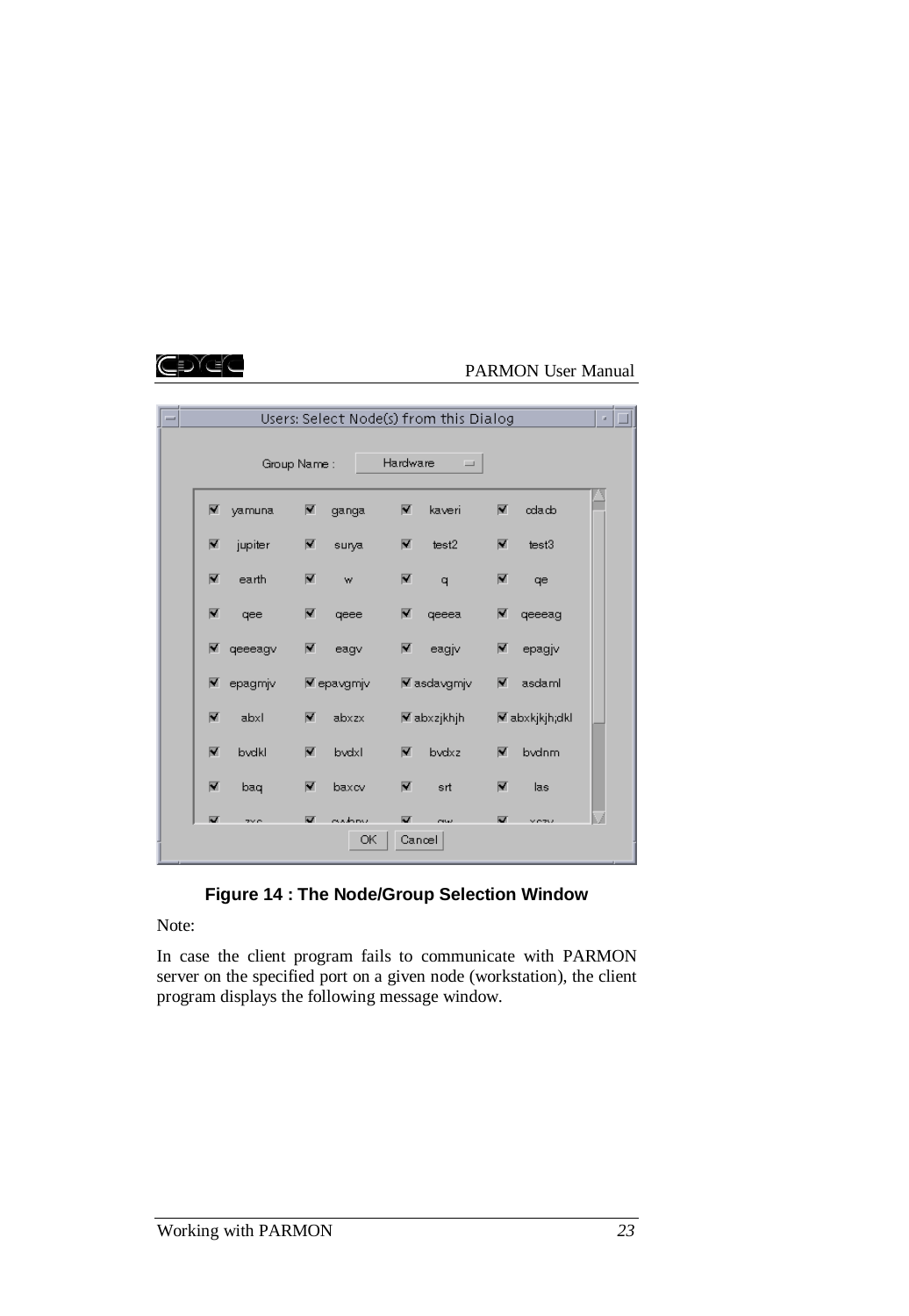**Figure 14 : The Node/Group Selection Window**

Note:

In case the client program fails to communicate with PARMON server on the specified port on a given node (workstation), the client program displays the following message window.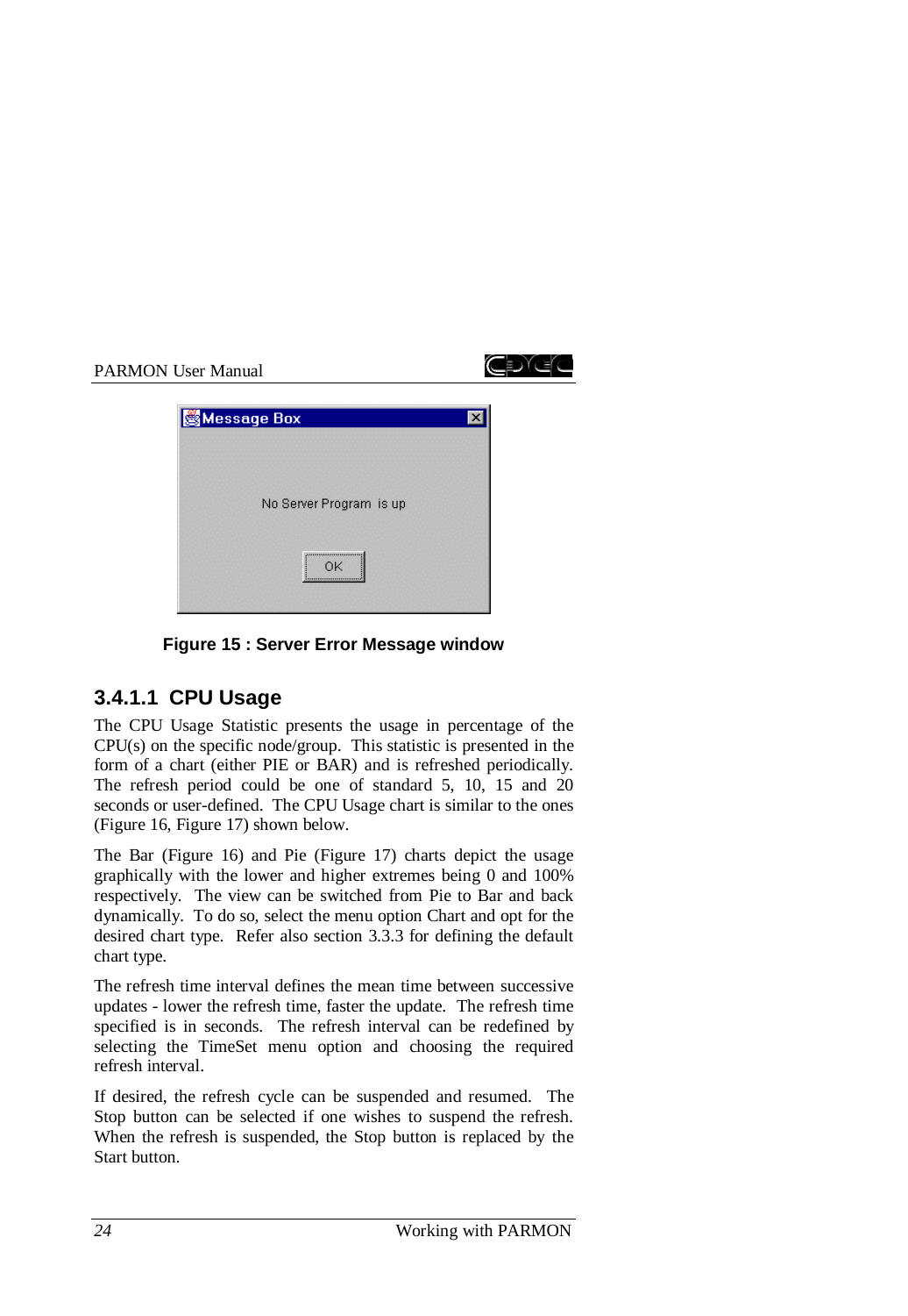Message Box

No Server Program is up

OK

**Figure 15 : Server Error Message window**

### 3.4.1.1 CPU Usage

The CPU Usage Statistic presents the usage in percentage of the CPU(s) on the specific node/group. This statistic is presented in the form of a chart (either PIE or BAR) and is refreshed periodically. The refresh period could be one of standard 5, 10, 15 and 20 seconds or user-defined. The CPU Usage chart is similar to the ones (Figure 16, Figure 17) shown below.

The Bar (Figure 16) and Pie (Figure 17) charts depict the usage graphically with the lower and higher extremes being 0 and 100% respectively. The view can be switched from Pie to Bar and back dynamically. To do so, select the menu option Chart and opt for the desired chart type. Refer also section 3.3.3 for defining the default chart type.

The refresh time interval defines the mean time between successive updates - lower the refresh time, faster the update. The refresh time specified is in seconds. The refresh interval can be redefined by selecting the TimeSet menu option and choosing the required refresh interval.

If desired, the refresh cycle can be suspended and resumed. The Stop button can be selected if one wishes to suspend the refresh. When the refresh is suspended, the Stop button is replaced by the Start button.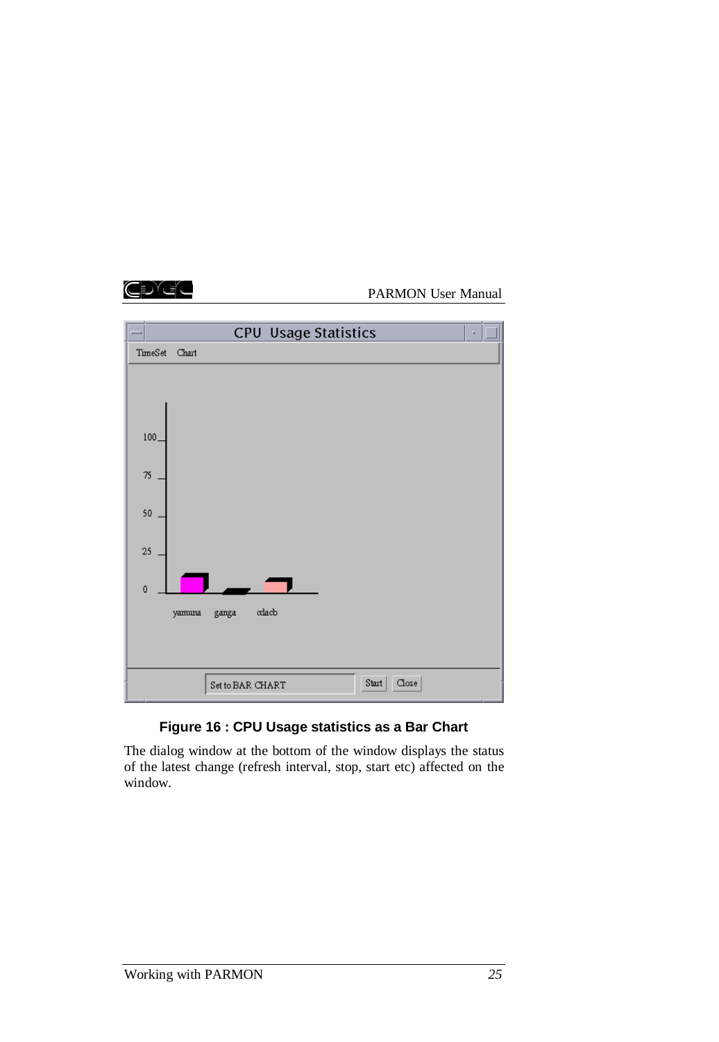**Figure 16 : CPU Usage statistics as a Bar Chart**

The dialog window at the bottom of the window displays the status of the latest change (refresh interval, stop, start etc) affected on the window.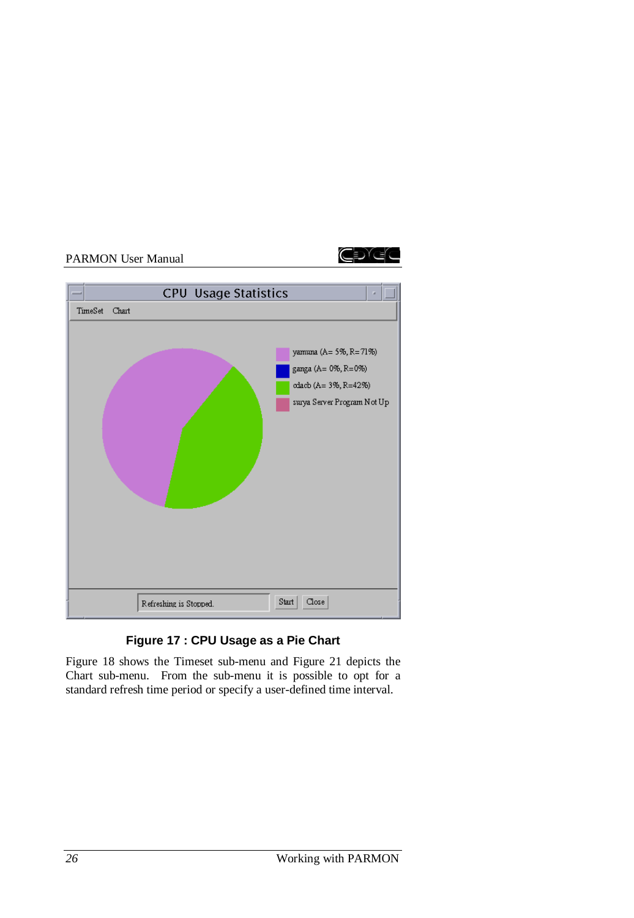**Figure 17 : CPU Usage as a Pie Chart**

Figure 18 shows the Timeset sub-menu and Figure 21 depicts the Chart sub-menu. From the sub-menu it is possible to opt for a standard refresh time period or specify a user-defined time interval.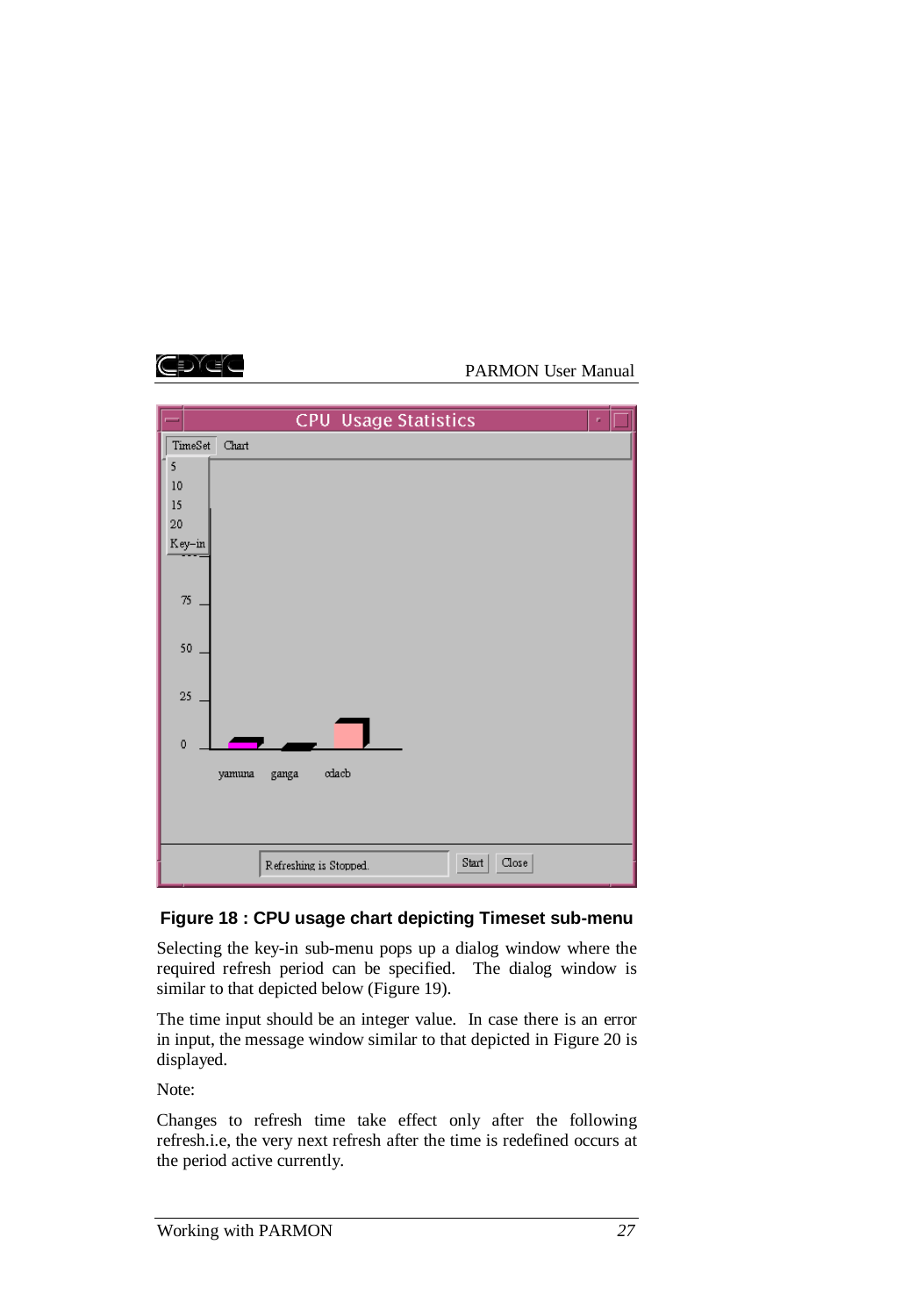**Figure 18 : CPU usage chart depicting Timeset sub-menu**

Selecting the key-in sub-menu pops up a dialog window where the required refresh period can be specified. The dialog window is similar to that depicted below (Figure 19).

The time input should be an integer value. In case there is an error in input, the message window similar to that depicted in Figure 20 is displayed.

Note:

Changes to refresh time take effect only after the following refresh.i.e, the very next refresh after the time is redefined occurs at the period active currently.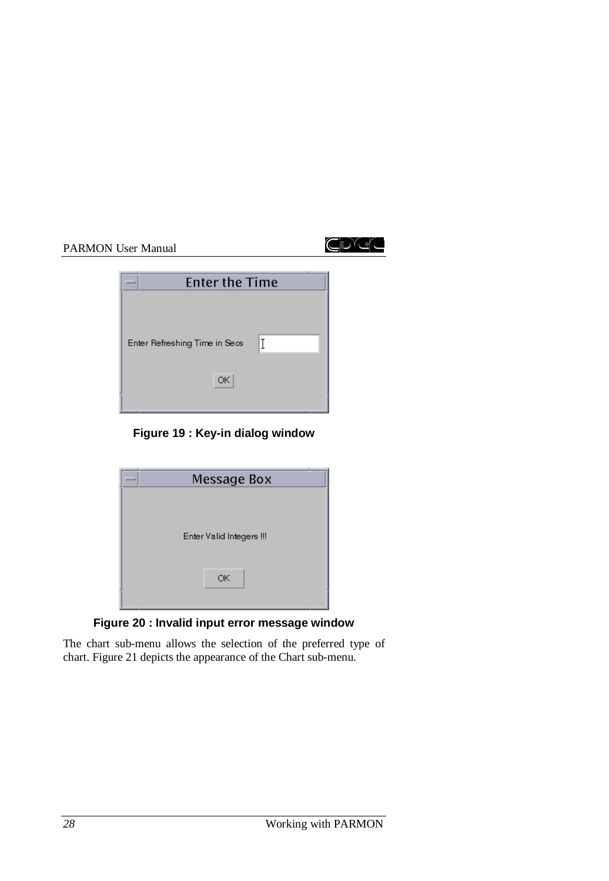Figure 19 : Key-in dialog window

Figure 20 : Invalid input error message window

The chart sub-menu allows the selection of the preferred type of chart. Figure 21 depicts the appearance of the Chart sub-menu.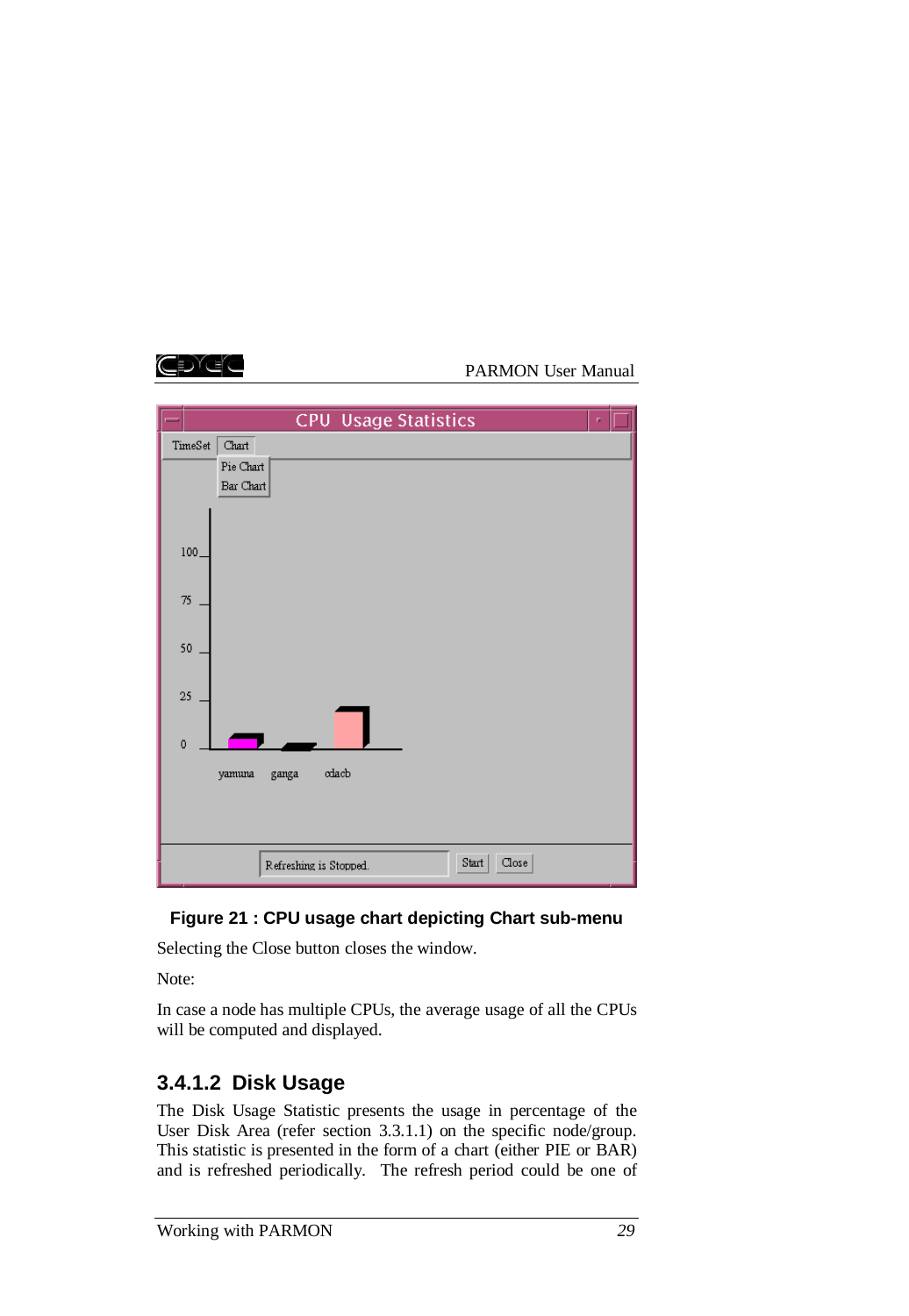**Figure 21 : CPU usage chart depicting Chart sub-menu**

Selecting the Close button closes the window.

Note:

In case a node has multiple CPUs, the average usage of all the CPUs will be computed and displayed.

#### 3.4.1.2 Disk Usage

The Disk Usage Statistic presents the usage in percentage of the User Disk Area (refer section 3.3.1.1) on the specific node/group. This statistic is presented in the form of a chart (either PIE or BAR) and is refreshed periodically. The refresh period could be one of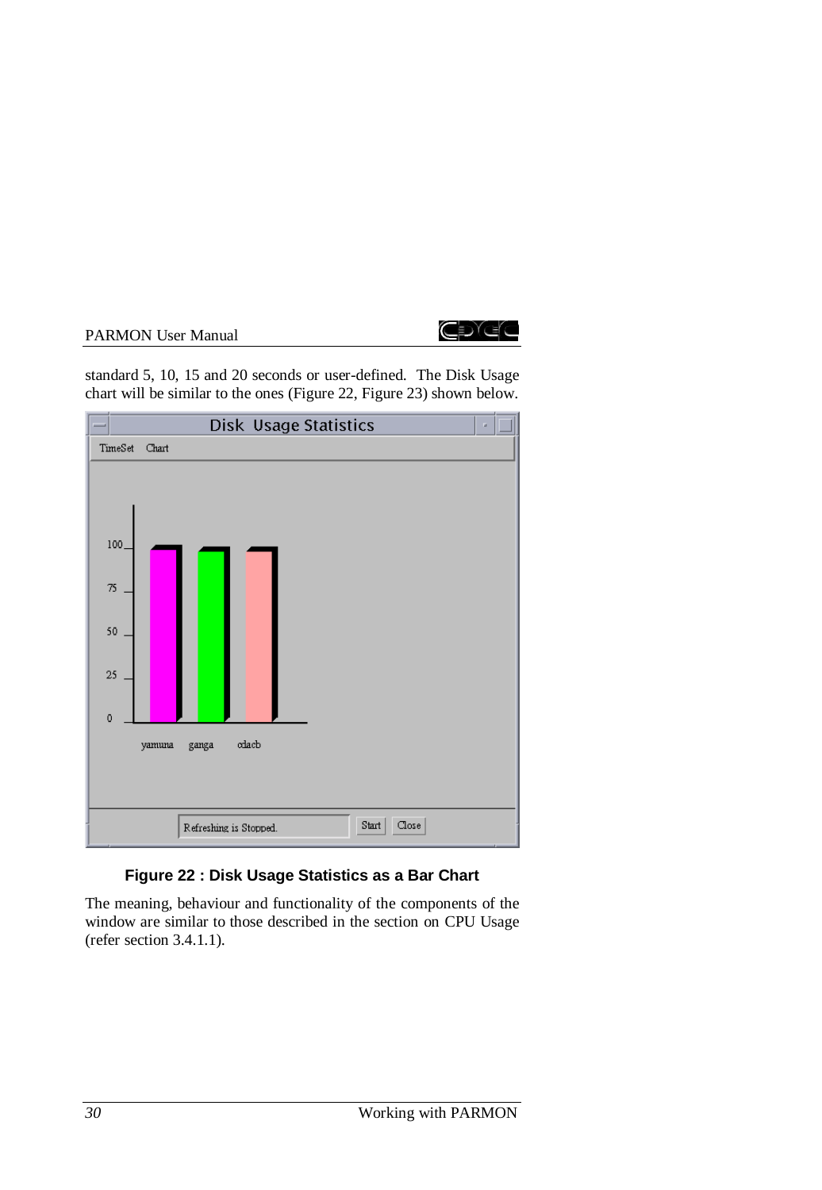standard 5, 10, 15 and 20 seconds or user-defined. The Disk Usage chart will be similar to the ones (Figure 22, Figure 23) shown below.

**Figure 22 : Disk Usage Statistics as a Bar Chart**

The meaning, behaviour and functionality of the components of the window are similar to those described in the section on CPU Usage (refer section 3.4.1.1).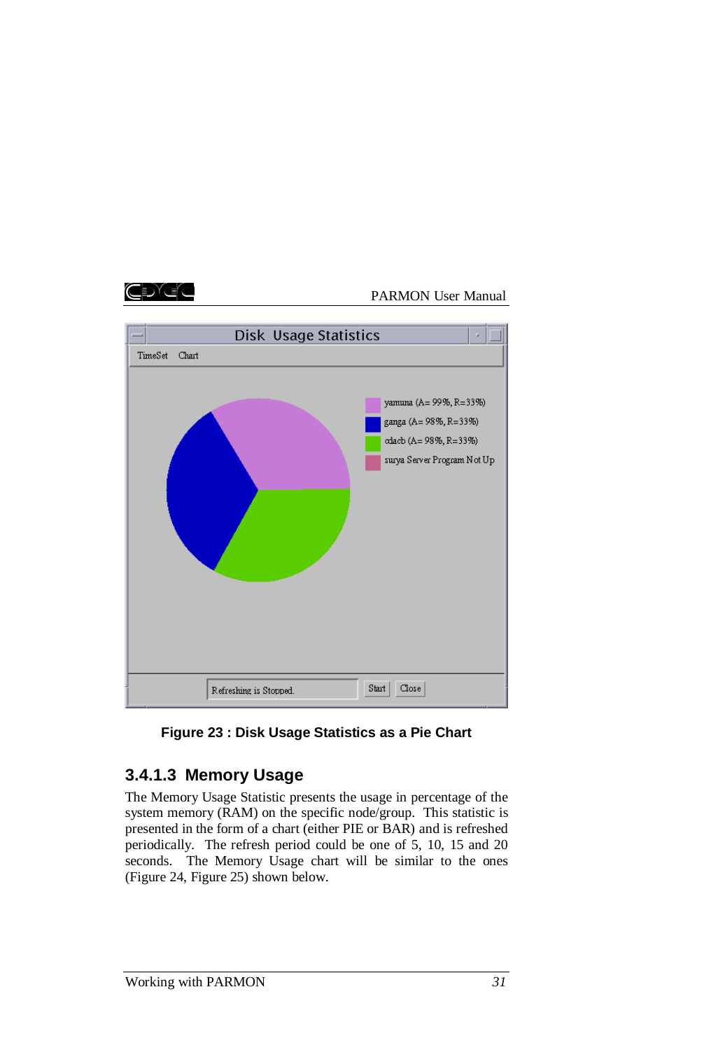Figure 23 : Disk Usage Statistics as a Pie Chart

### 3.4.1.3 Memory Usage

The Memory Usage Statistic presents the usage in percentage of the system memory (RAM) on the specific node/group. This statistic is presented in the form of a chart (either PIE or BAR) and is refreshed periodically. The refresh period could be one of 5, 10, 15 and 20 seconds. The Memory Usage chart will be similar to the ones (Figure 24, Figure 25) shown below.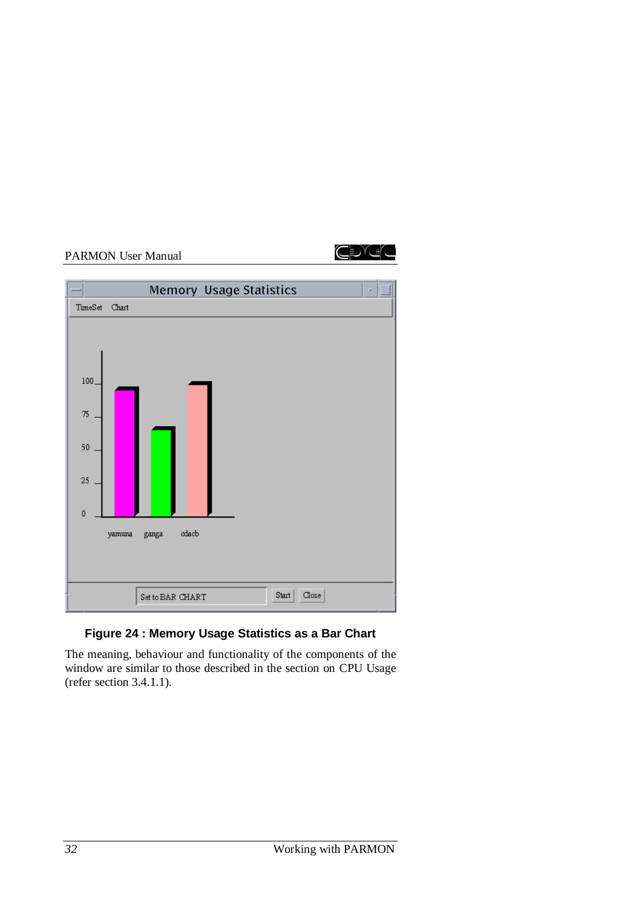**Figure 24 : Memory Usage Statistics as a Bar Chart**

The meaning, behaviour and functionality of the components of the window are similar to those described in the section on CPU Usage (refer section 3.4.1.1).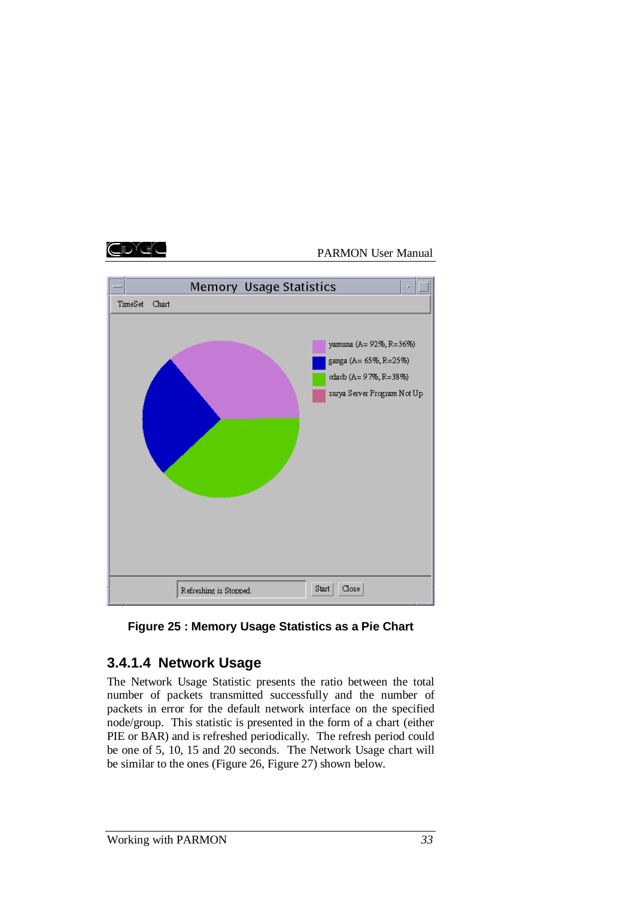**Figure 25 : Memory Usage Statistics as a Pie Chart**

### 3.4.1.4 Network Usage

The Network Usage Statistic presents the ratio between the total number of packets transmitted successfully and the number of packets in error for the default network interface on the specified node/group. This statistic is presented in the form of a chart (either PIE or BAR) and is refreshed periodically. The refresh period could be one of 5, 10, 15 and 20 seconds. The Network Usage chart will be similar to the ones (Figure 26, Figure 27) shown below.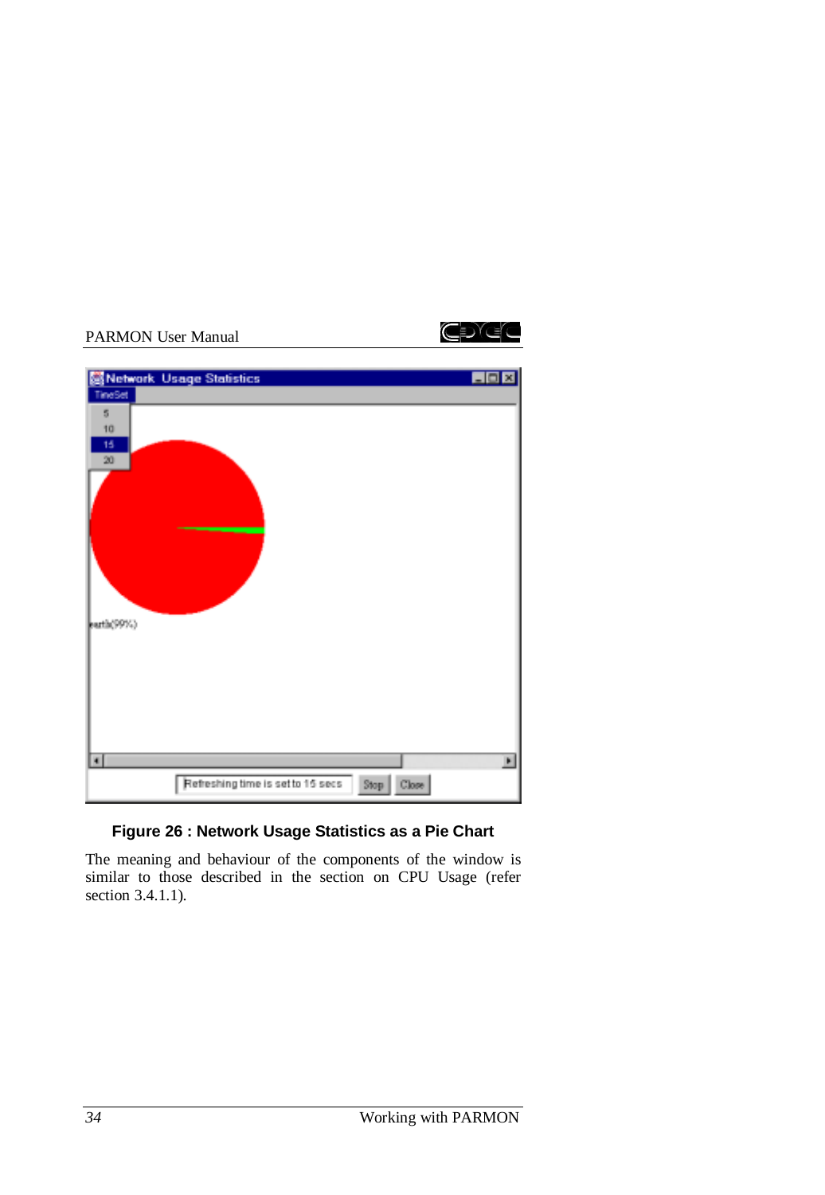**Figure 26 : Network Usage Statistics as a Pie Chart**

The meaning and behaviour of the components of the window is similar to those described in the section on CPU Usage (refer section 3.4.1.1).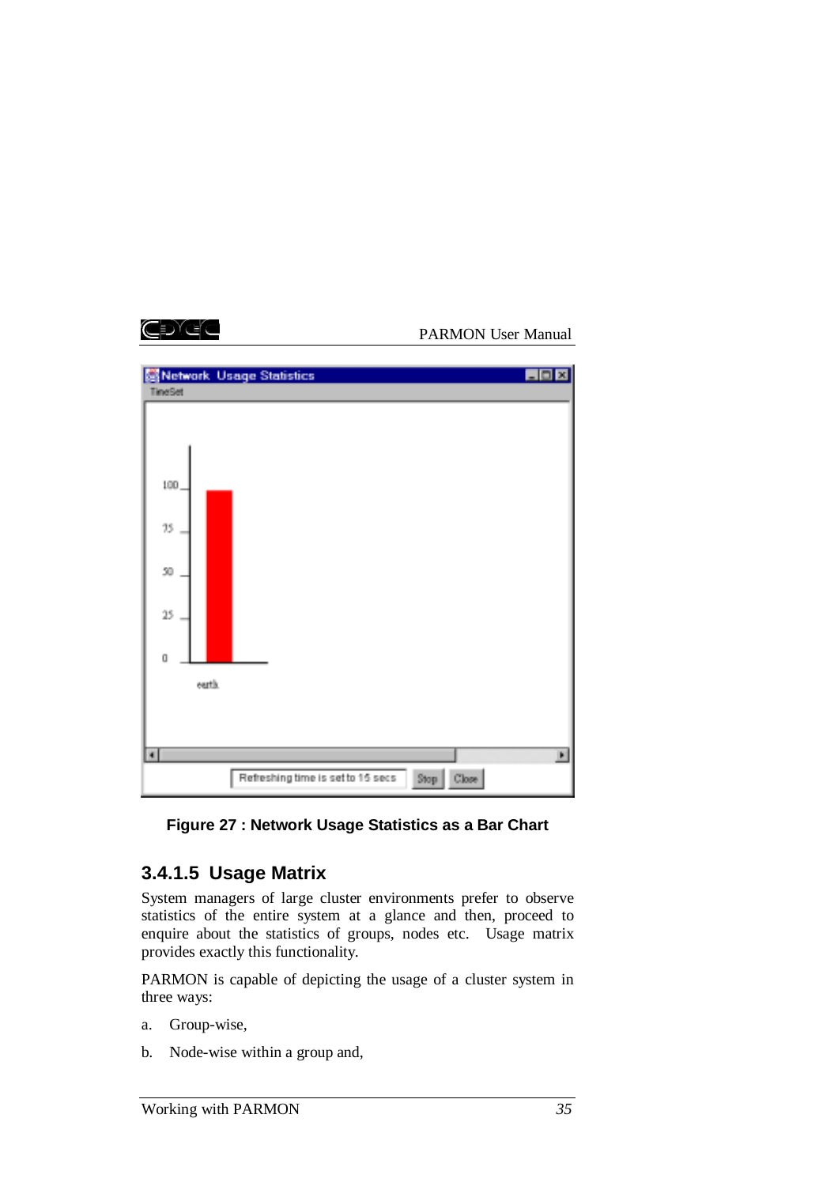**Figure 27 : Network Usage Statistics as a Bar Chart**

### 3.4.1.5 Usage Matrix

System managers of large cluster environments prefer to observe statistics of the entire system at a glance and then, proceed to enquire about the statistics of groups, nodes etc. Usage matrix provides exactly this functionality.

PARMON is capable of depicting the usage of a cluster system in three ways:

a. Group-wise,

b. Node-wise within a group and,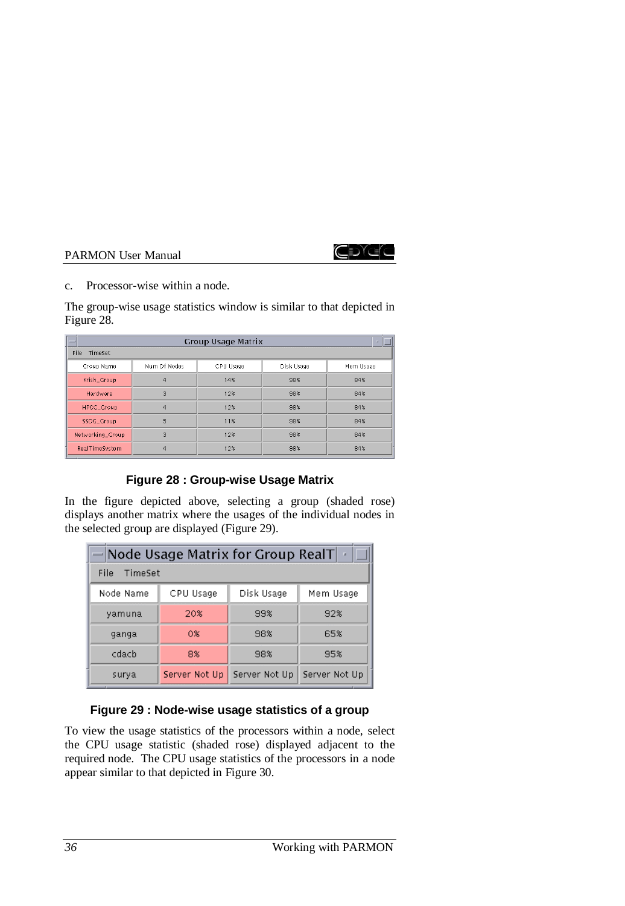c. Processor-wise within a node.

The group-wise usage statistics window is similar to that depicted in Figure 28.

| Group Name | Num Of Nodes | CPU Usage | Disk Usage | Mem Usage |
|---|---|---|---|---|
| Krish_Group | 4 | 14% | 98% | 84% |
| Hardware | 3 | 12% | 98% | 84% |
| HPCC_Group | 4 | 12% | 98% | 84% |
| SSDG_Group | 5 | 11% | 98% | 84% |
| Networking_Group | 3 | 12% | 98% | 84% |
| RealTimeSystem | 4 | 12% | 98% | 84% |

**Figure 28 : Group-wise Usage Matrix**

In the figure depicted above, selecting a group (shaded rose) displays another matrix where the usages of the individual nodes in the selected group are displayed (Figure 29).

| Node Name | CPU Usage | Disk Usage | Mem Usage |
|---|---|---|---|
| yamuna | 20% | 99% | 92% |
| ganga | 0% | 98% | 65% |
| cdacb | 8% | 98% | 95% |
| surya | Server Not Up | Server Not Up | Server Not Up |

**Figure 29 : Node-wise usage statistics of a group**

To view the usage statistics of the processors within a node, select the CPU usage statistic (shaded rose) displayed adjacent to the required node. The CPU usage statistics of the processors in a node appear similar to that depicted in Figure 30.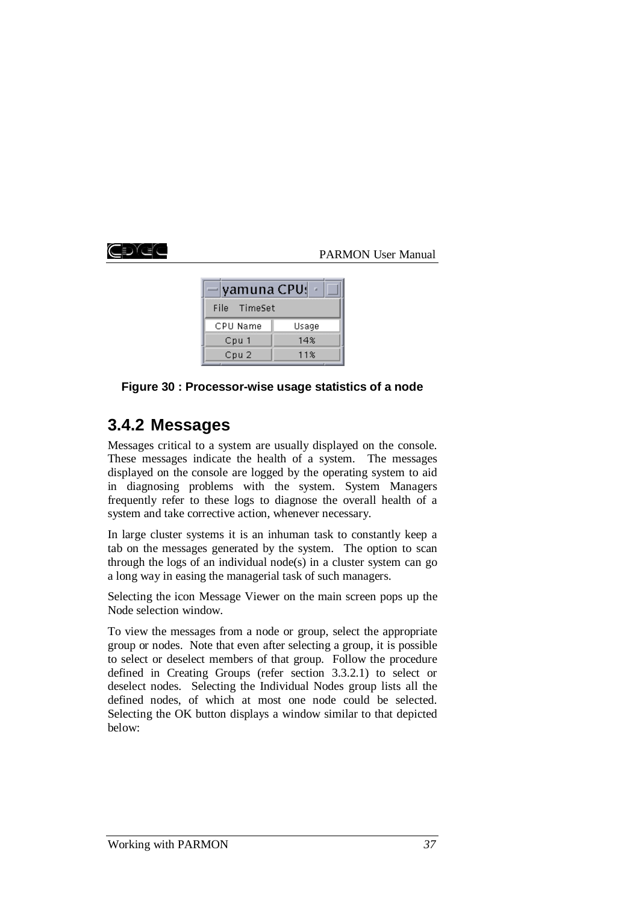Figure 30 : Processor-wise usage statistics of a node

### 3.4.2 Messages

Messages critical to a system are usually displayed on the console. These messages indicate the health of a system. The messages displayed on the console are logged by the operating system to aid in diagnosing problems with the system. System Managers frequently refer to these logs to diagnose the overall health of a system and take corrective action, whenever necessary.

In large cluster systems it is an inhuman task to constantly keep a tab on the messages generated by the system. The option to scan through the logs of an individual node(s) in a cluster system can go a long way in easing the managerial task of such managers.

Selecting the icon Message Viewer on the main screen pops up the Node selection window.

To view the messages from a node or group, select the appropriate group or nodes. Note that even after selecting a group, it is possible to select or deselect members of that group. Follow the procedure defined in Creating Groups (refer section 3.3.2.1) to select or deselect nodes. Selecting the Individual Nodes group lists all the defined nodes, of which at most one node could be selected. Selecting the OK button displays a window similar to that depicted below: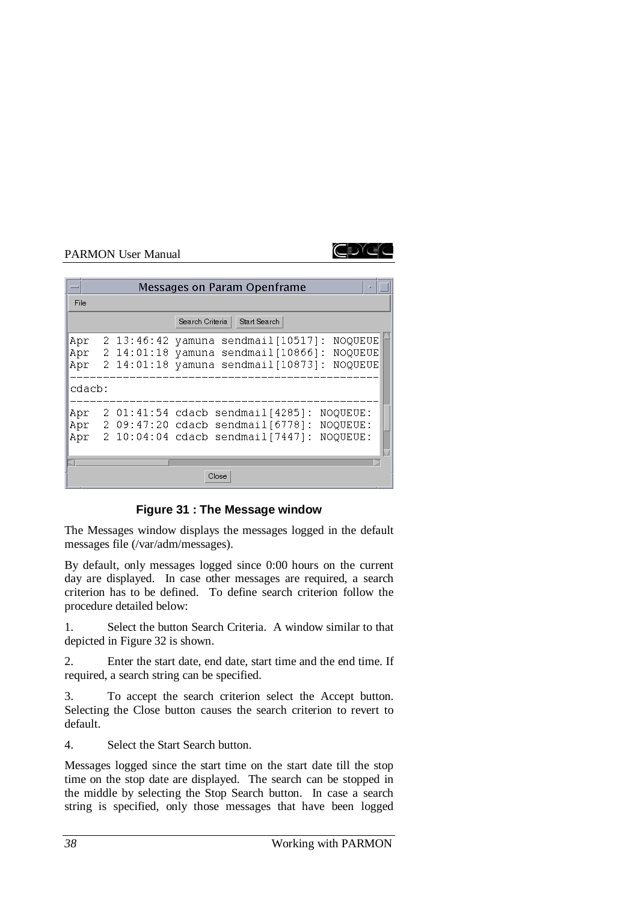**Figure 31 : The Message window**

The Messages window displays the messages logged in the default messages file (/var/adm/messages).

By default, only messages logged since 0:00 hours on the current day are displayed. In case other messages are required, a search criterion has to be defined. To define search criterion follow the procedure detailed below:

1. Select the button Search Criteria. A window similar to that depicted in Figure 32 is shown.

2. Enter the start date, end date, start time and the end time. If required, a search string can be specified.

3. To accept the search criterion select the Accept button. Selecting the Close button causes the search criterion to revert to default.

4. Select the Start Search button.

Messages logged since the start time on the start date till the stop time on the stop date are displayed. The search can be stopped in the middle by selecting the Stop Search button. In case a search string is specified, only those messages that have been logged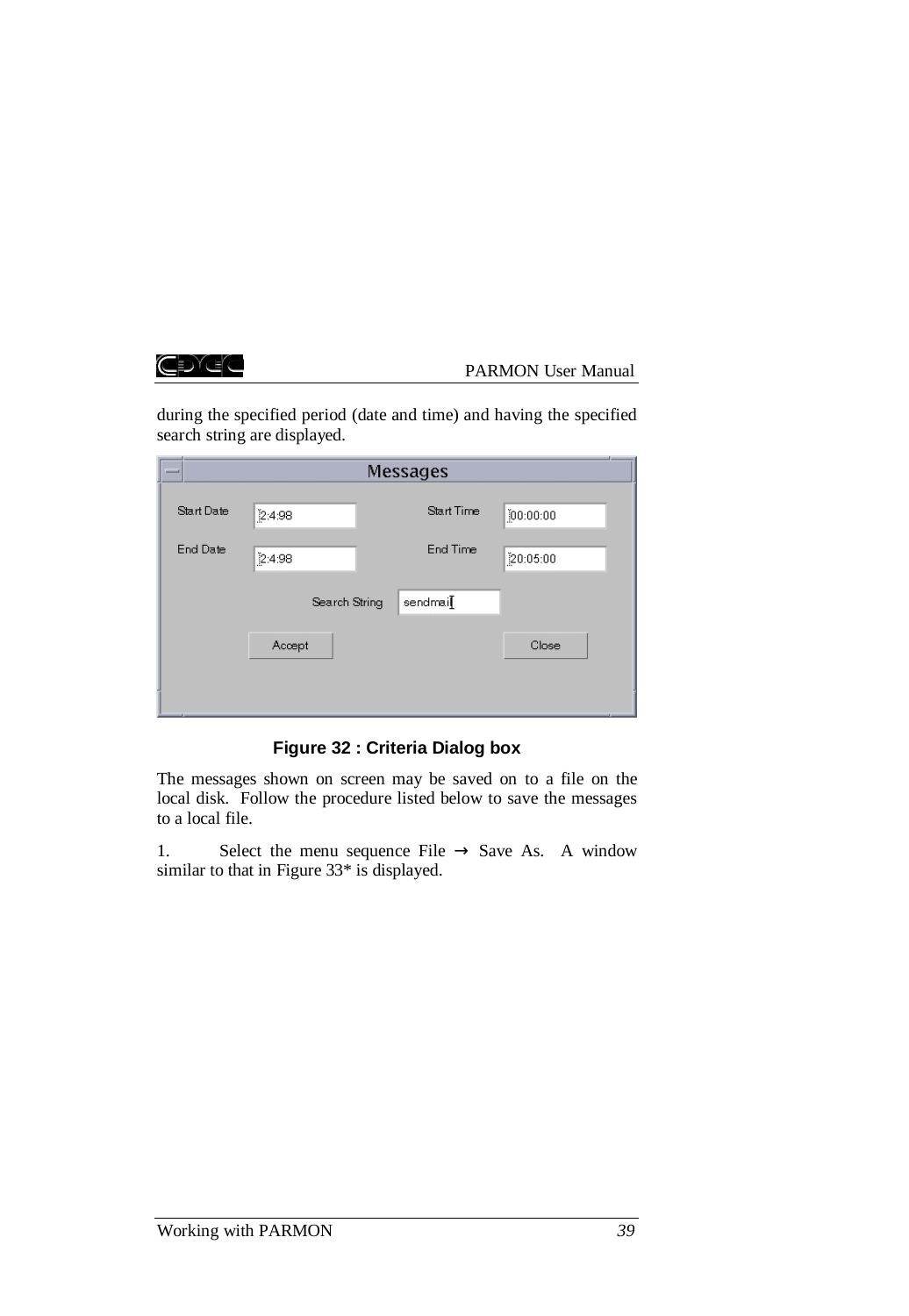during the specified period (date and time) and having the specified search string are displayed.

**Figure 32 : Criteria Dialog box**

The messages shown on screen may be saved on to a file on the local disk. Follow the procedure listed below to save the messages to a local file.

1. Select the menu sequence File → Save As. A window similar to that in Figure 33* is displayed.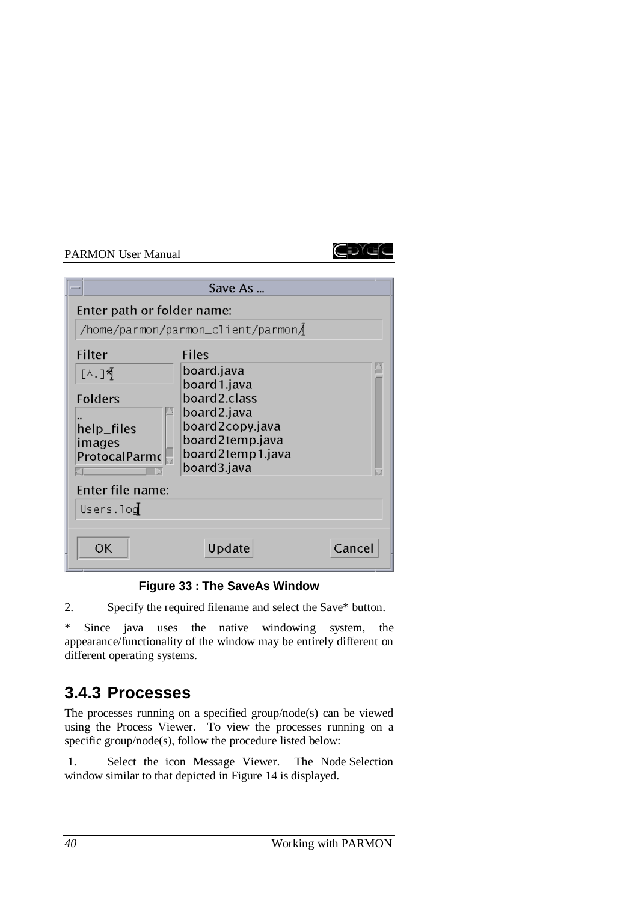Figure 33 : The SaveAs Window

2. Specify the required filename and select the Save* button.

* Since java uses the native windowing system, the appearance/functionality of the window may be entirely different on different operating systems.

### 3.4.3 Processes

The processes running on a specified group/node(s) can be viewed using the Process Viewer. To view the processes running on a specific group/node(s), follow the procedure listed below:

1. Select the icon Message Viewer. The Node Selection window similar to that depicted in Figure 14 is displayed.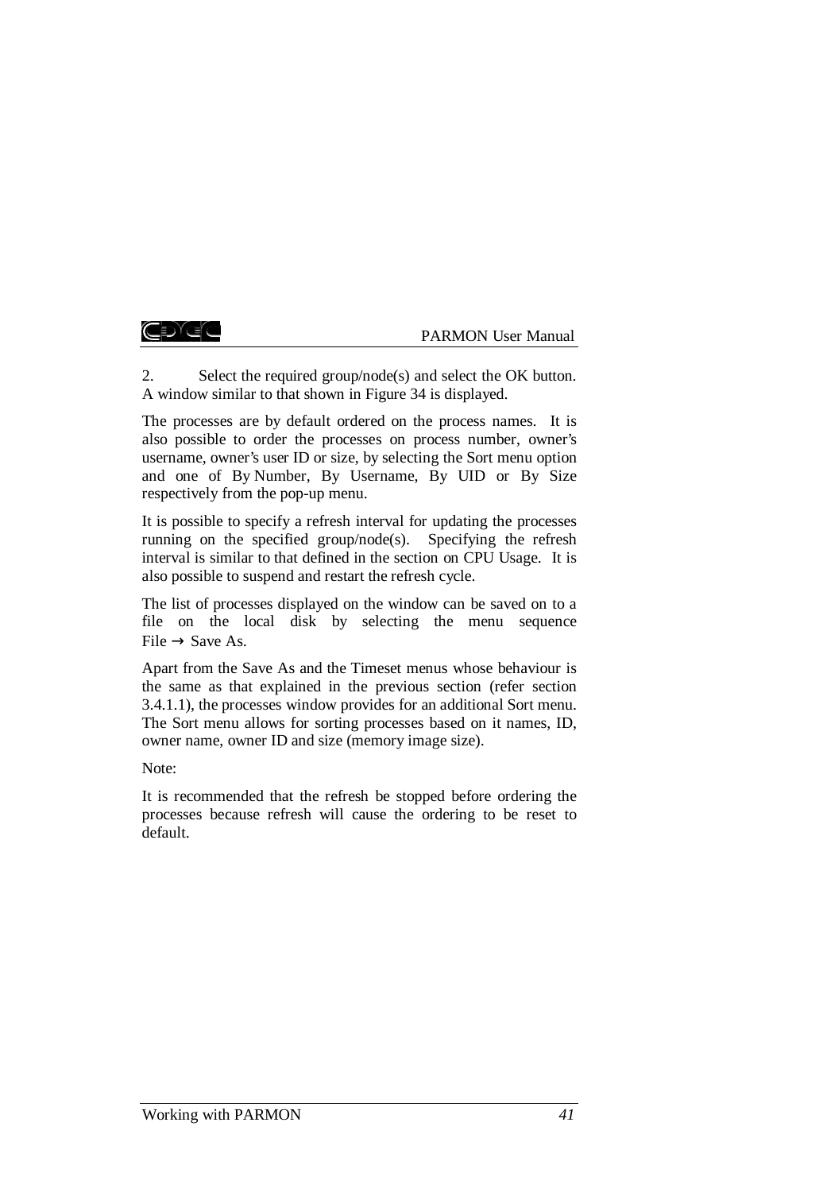2. Select the required group/node(s) and select the OK button. A window similar to that shown in Figure 34 is displayed.

The processes are by default ordered on the process names. It is also possible to order the processes on process number, owner's username, owner's user ID or size, by selecting the Sort menu option and one of By Number, By Username, By UID or By Size respectively from the pop-up menu.

It is possible to specify a refresh interval for updating the processes running on the specified group/node(s). Specifying the refresh interval is similar to that defined in the section on CPU Usage. It is also possible to suspend and restart the refresh cycle.

The list of processes displayed on the window can be saved on to a file on the local disk by selecting the menu sequence File → Save As.

Apart from the Save As and the Timeset menus whose behaviour is the same as that explained in the previous section (refer section 3.4.1.1), the processes window provides for an additional Sort menu. The Sort menu allows for sorting processes based on it names, ID, owner name, owner ID and size (memory image size).

Note:

It is recommended that the refresh be stopped before ordering the processes because refresh will cause the ordering to be reset to default.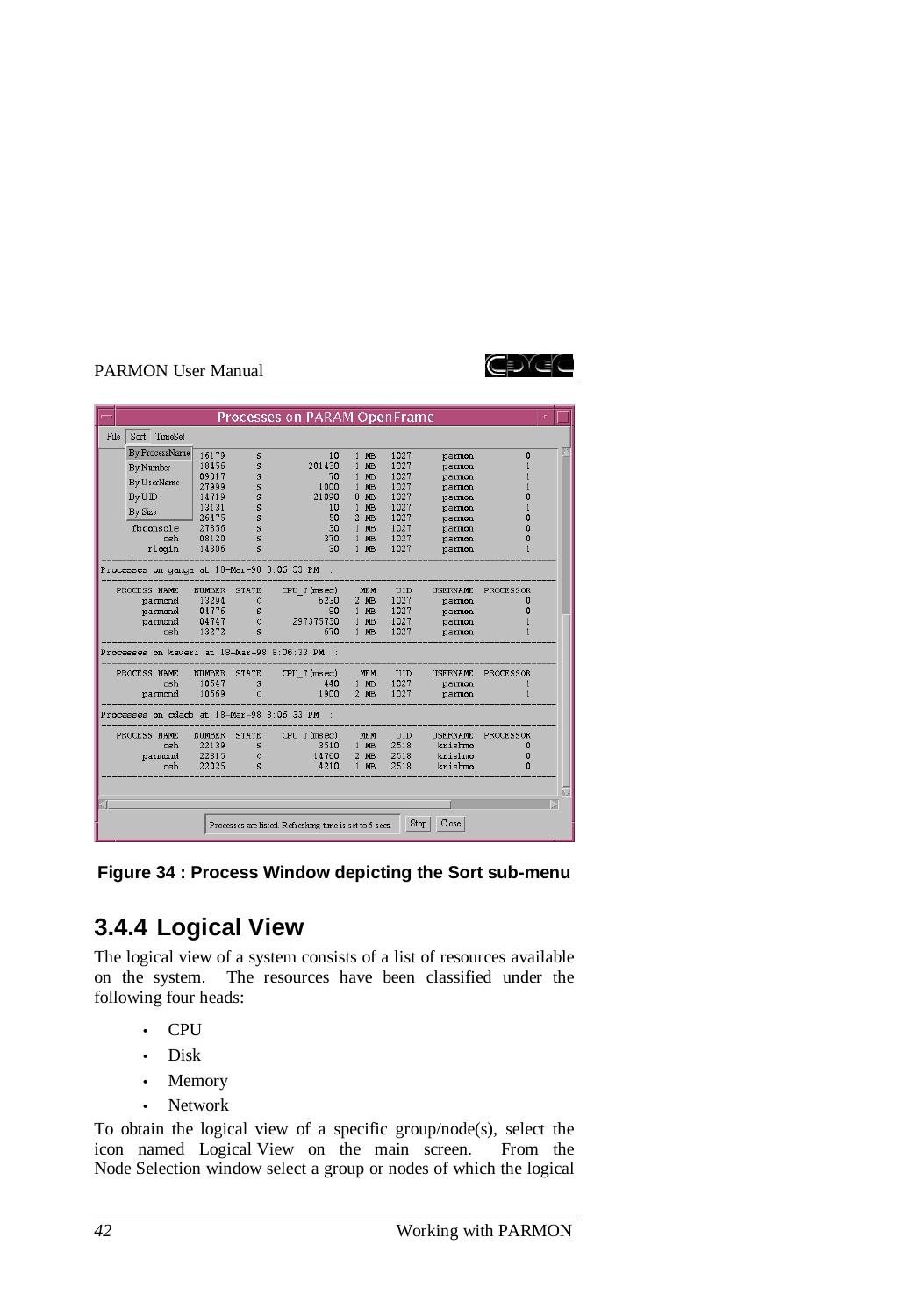**Figure 34 : Process Window depicting the Sort sub-menu**

## 3.4.4 Logical View

The logical view of a system consists of a list of resources available on the system. The resources have been classified under the following four heads:

- CPU
- Disk
- Memory
- Network

To obtain the logical view of a specific group/node(s), select the icon named Logical View on the main screen. From the Node Selection window select a group or nodes of which the logical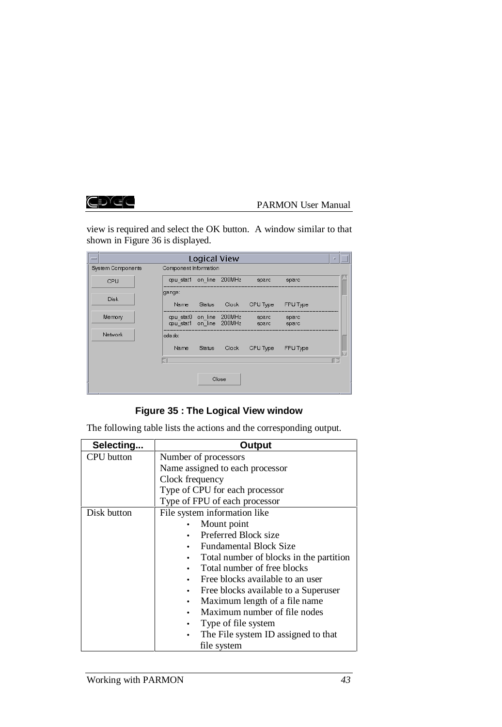view is required and select the OK button. A window similar to that shown in Figure 36 is displayed.

**Figure 35 : The Logical View window**

The following table lists the actions and the corresponding output.

| Selecting... | Output |
|---|---|
| CPU button | Number of processors<br>Name assigned to each processor<br>Clock frequency<br>Type of CPU for each processor<br>Type of FPU of each processor |
| Disk button | File system information like<br>• Mount point<br>• Preferred Block size<br>• Fundamental Block Size<br>• Total number of blocks in the partition<br>• Total number of free blocks<br>• Free blocks available to an user<br>• Free blocks available to a Superuser<br>• Maximum length of a file name<br>• Maximum number of file nodes<br>• Type of file system<br>• The File system ID assigned to that file system |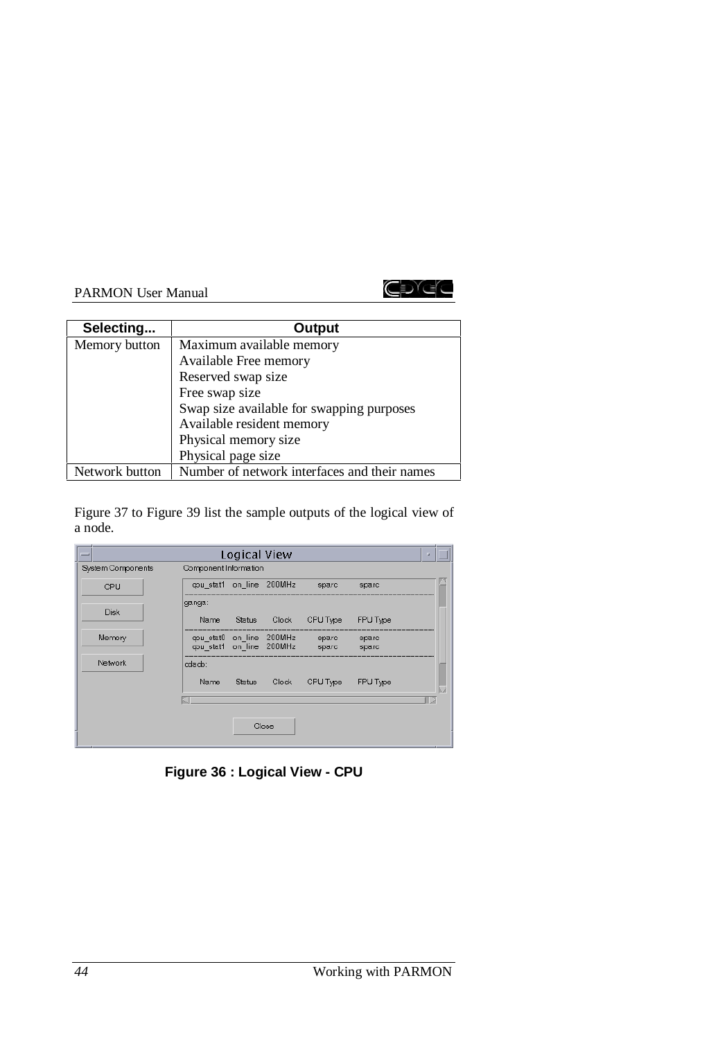| Selecting... | Output |
|---|---|
| Memory button | Maximum available memory<br>Available Free memory<br>Reserved swap size<br>Free swap size<br>Swap size available for swapping purposes<br>Available resident memory<br>Physical memory size<br>Physical page size |
| Network button | Number of network interfaces and their names |

Figure 37 to Figure 39 list the sample outputs of the logical view of a node.

**Figure 36 : Logical View - CPU**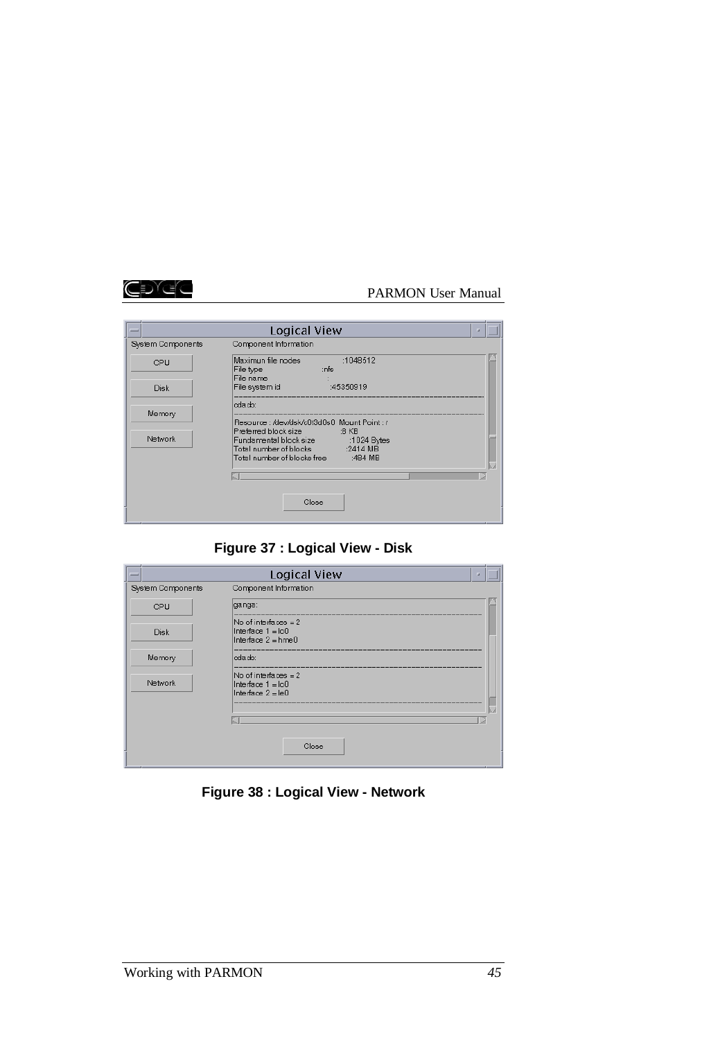Figure 37 : Logical View - Disk

Figure 38 : Logical View - Network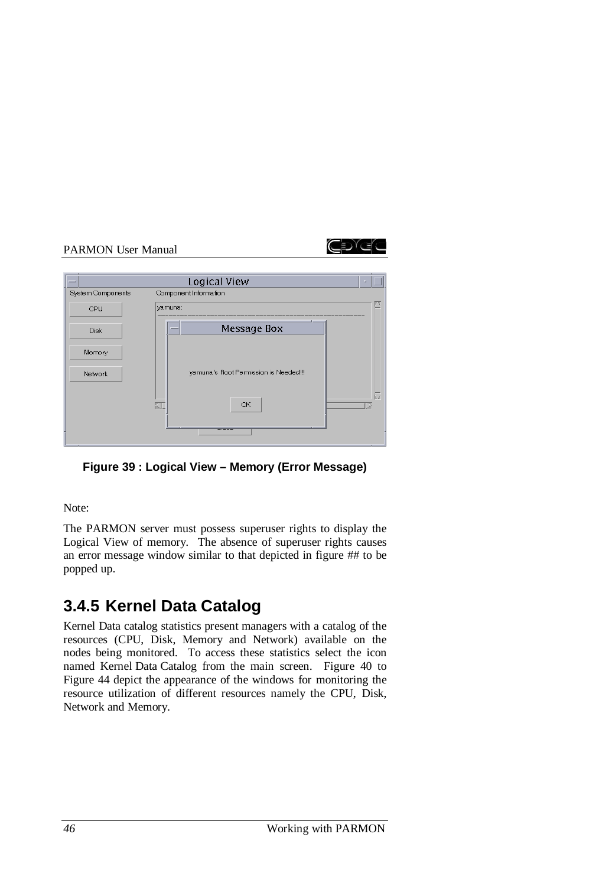**Figure 39 : Logical View – Memory (Error Message)**

Note:

The PARMON server must possess superuser rights to display the Logical View of memory. The absence of superuser rights causes an error message window similar to that depicted in figure ## to be popped up.

## 3.4.5 Kernel Data Catalog

Kernel Data catalog statistics present managers with a catalog of the resources (CPU, Disk, Memory and Network) available on the nodes being monitored. To access these statistics select the icon named Kernel Data Catalog from the main screen. Figure 40 to Figure 44 depict the appearance of the windows for monitoring the resource utilization of different resources namely the CPU, Disk, Network and Memory.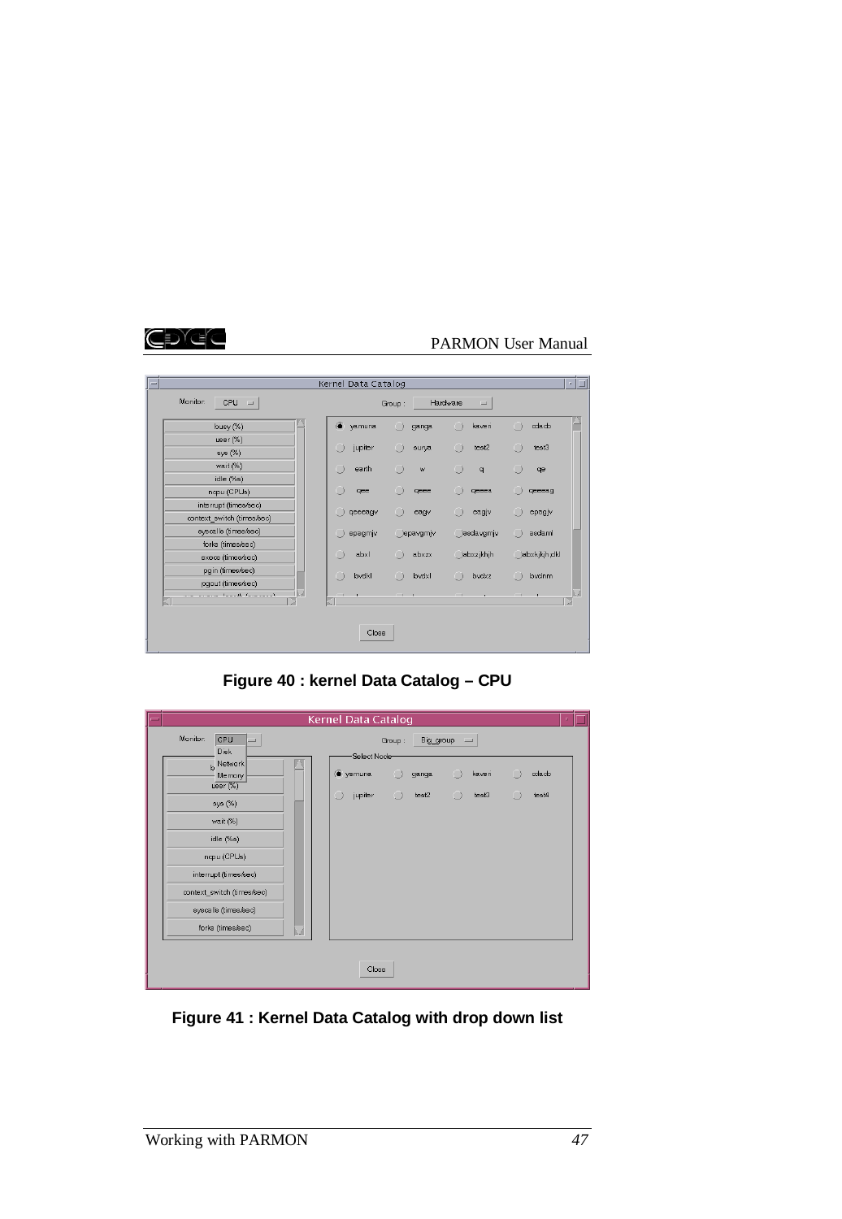Figure 40 : kernel Data Catalog – CPU

Figure 41 : Kernel Data Catalog with drop down list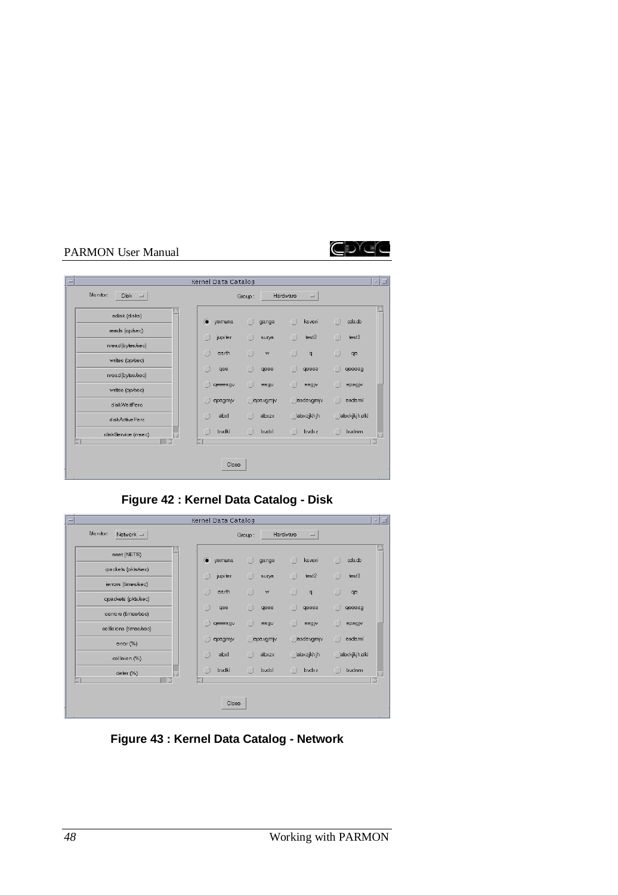Figure 42 : Kernel Data Catalog - Disk

Figure 43 : Kernel Data Catalog - Network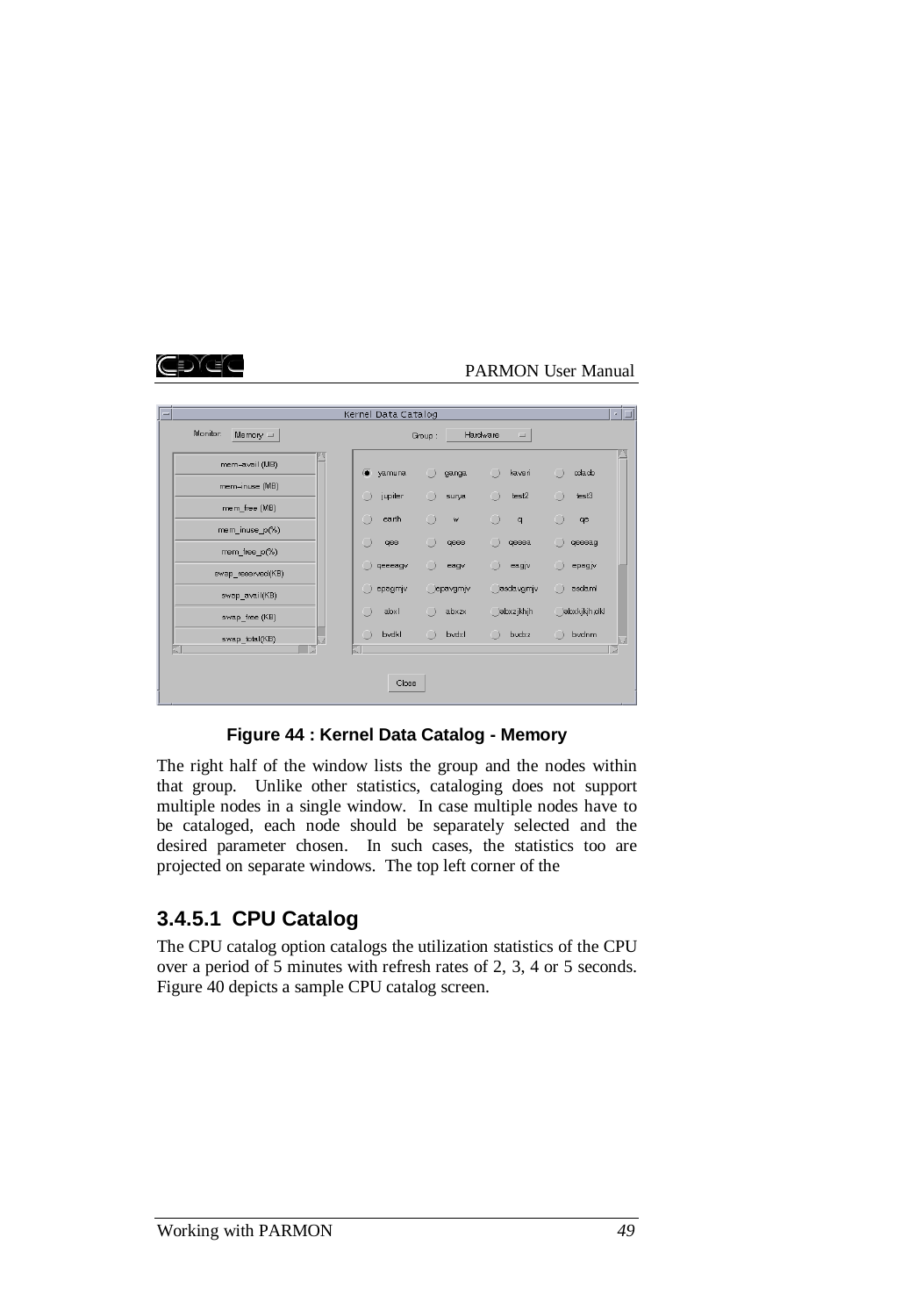**Figure 44 : Kernel Data Catalog - Memory**

The right half of the window lists the group and the nodes within that group. Unlike other statistics, cataloging does not support multiple nodes in a single window. In case multiple nodes have to be cataloged, each node should be separately selected and the desired parameter chosen. In such cases, the statistics too are projected on separate windows. The top left corner of the

### 3.4.5.1 CPU Catalog

The CPU catalog option catalogs the utilization statistics of the CPU over a period of 5 minutes with refresh rates of 2, 3, 4 or 5 seconds. Figure 40 depicts a sample CPU catalog screen.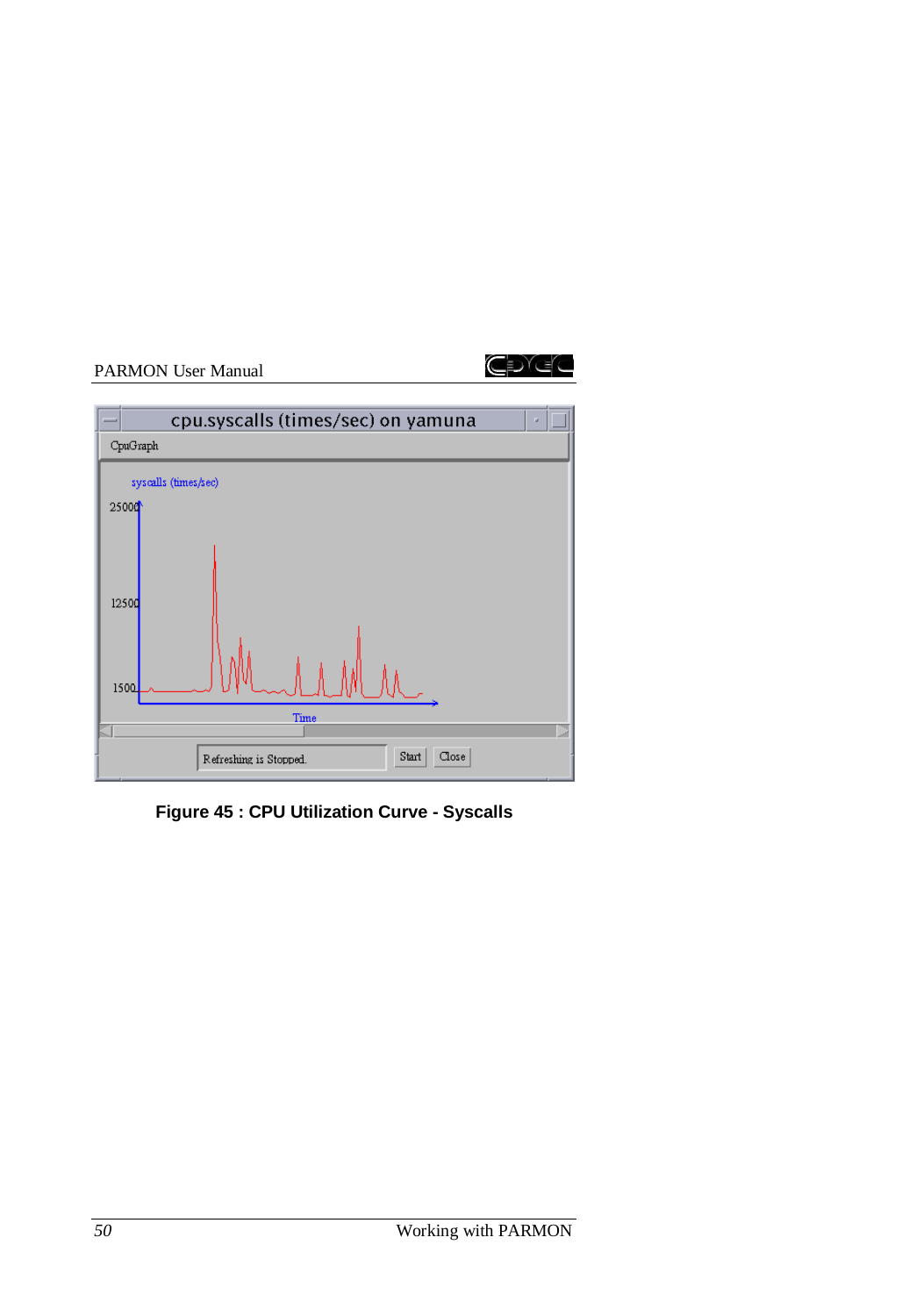**Figure 45 : CPU Utilization Curve - Syscalls**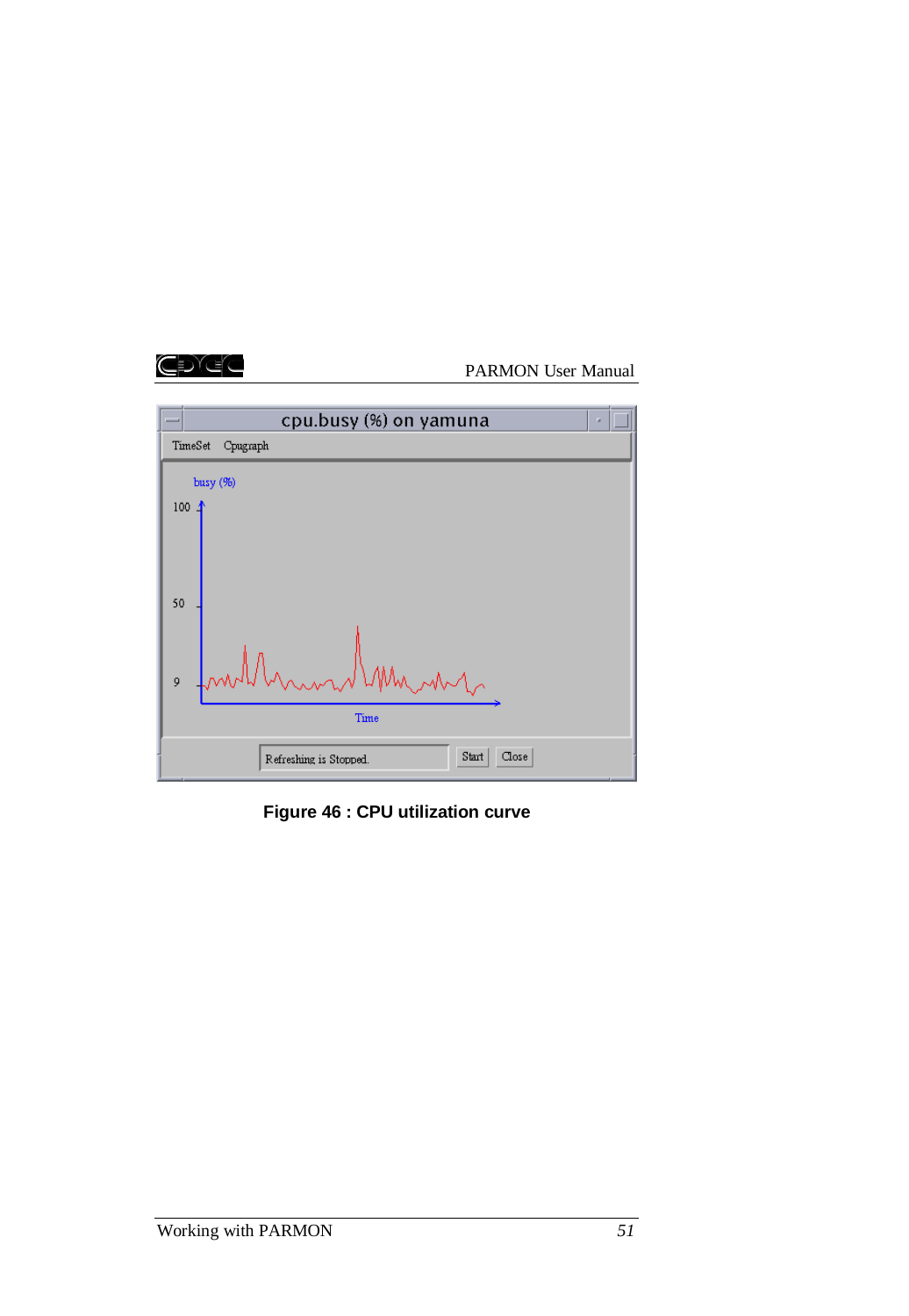Figure 46 : CPU utilization curve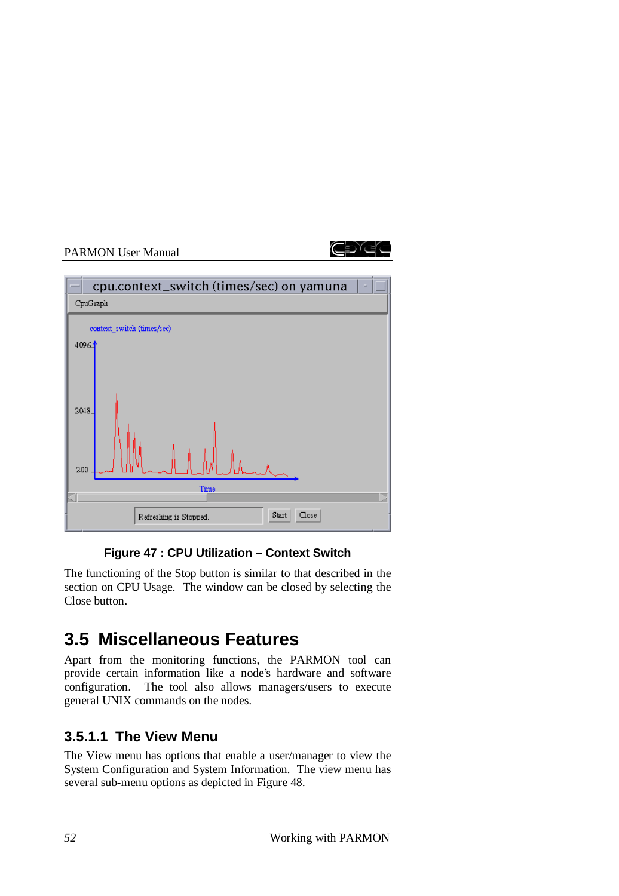**Figure 47 : CPU Utilization – Context Switch**

The functioning of the Stop button is similar to that described in the section on CPU Usage. The window can be closed by selecting the Close button.

## 3.5 Miscellaneous Features

Apart from the monitoring functions, the PARMON tool can provide certain information like a node's hardware and software configuration. The tool also allows managers/users to execute general UNIX commands on the nodes.

### 3.5.1.1 The View Menu

The View menu has options that enable a user/manager to view the System Configuration and System Information. The view menu has several sub-menu options as depicted in Figure 48.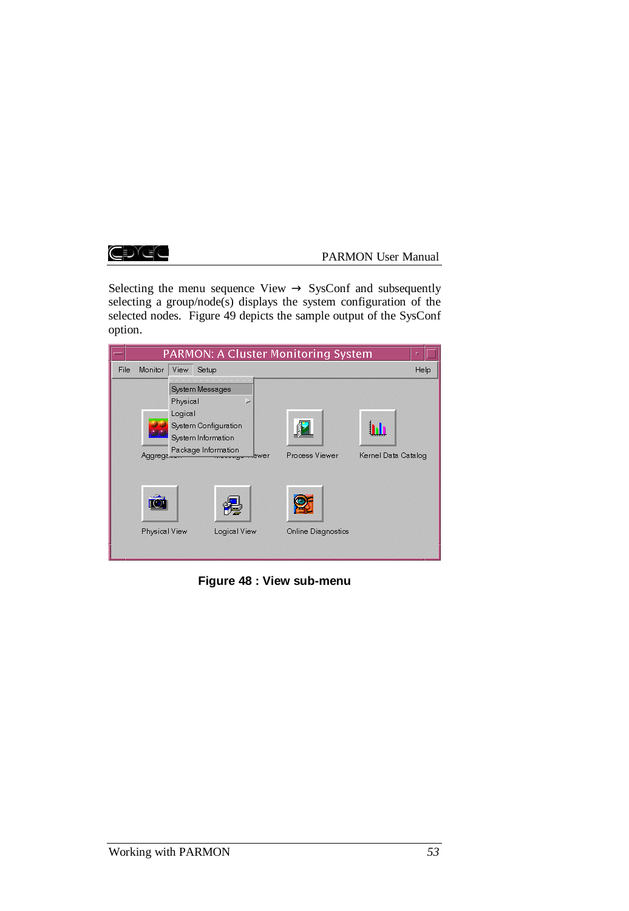Selecting the menu sequence View → SysConf and subsequently selecting a group/node(s) displays the system configuration of the selected nodes. Figure 49 depicts the sample output of the SysConf option.

**Figure 48 : View sub-menu**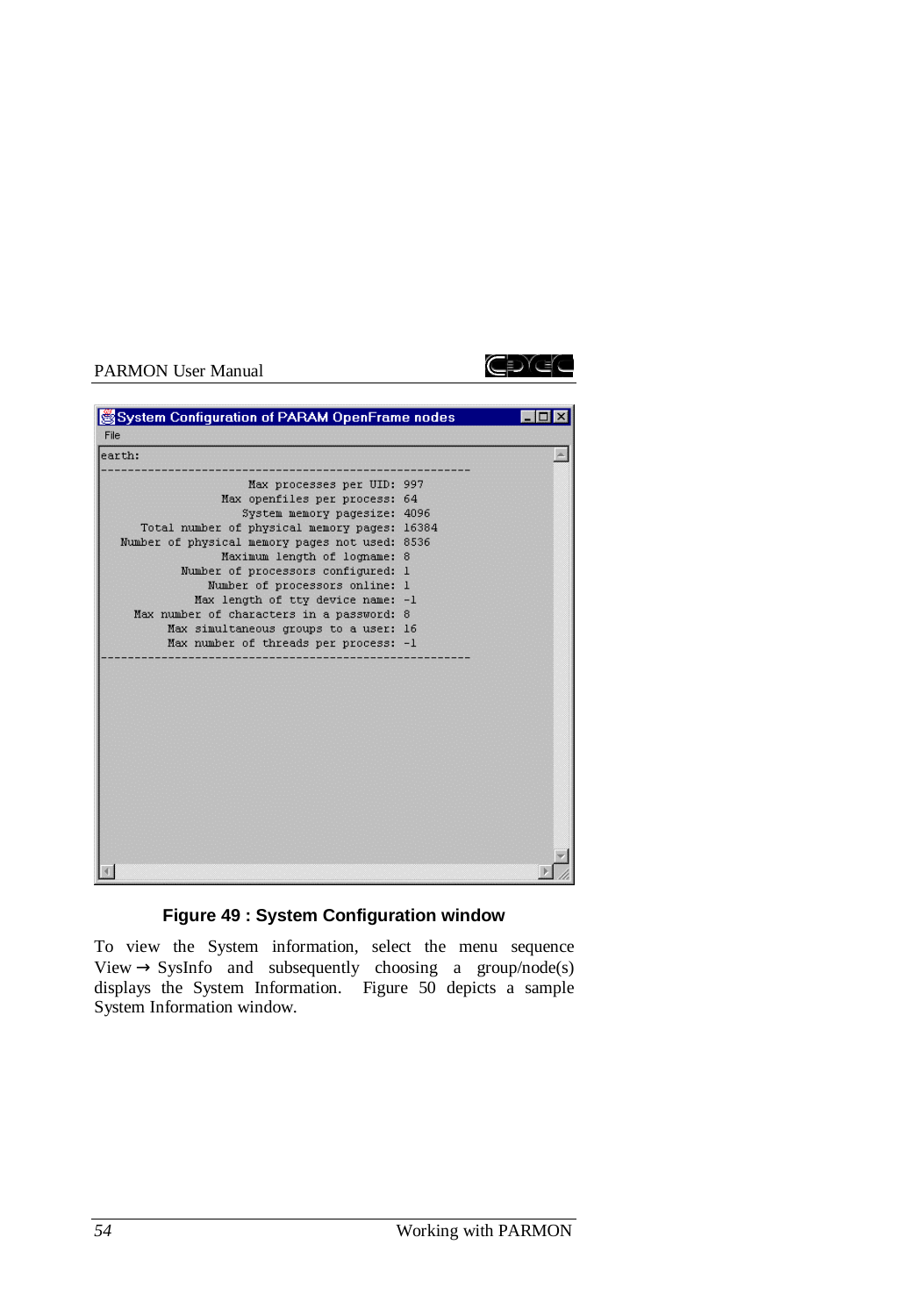```
System Configuration of PARAM OpenFrame nodes
File
earth:
-------------------------------------------------------
                      Max processes per UID: 997
                  Max openfiles per process: 64
                     System memory pagesize: 4096
       Total number of physical memory pages: 16384
    Number of physical memory pages not used: 8536
                  Maximum length of logname: 8
            Number of processors configured: 1
                Number of processors online: 1
              Max length of tty device name: -1
      Max number of characters in a password: 8
           Max simultaneous groups to a user: 16
           Max number of threads per process: -1
-------------------------------------------------------
```

**Figure 49 : System Configuration window**

To view the System information, select the menu sequence View → SysInfo and subsequently choosing a group/node(s) displays the System Information. Figure 50 depicts a sample System Information window.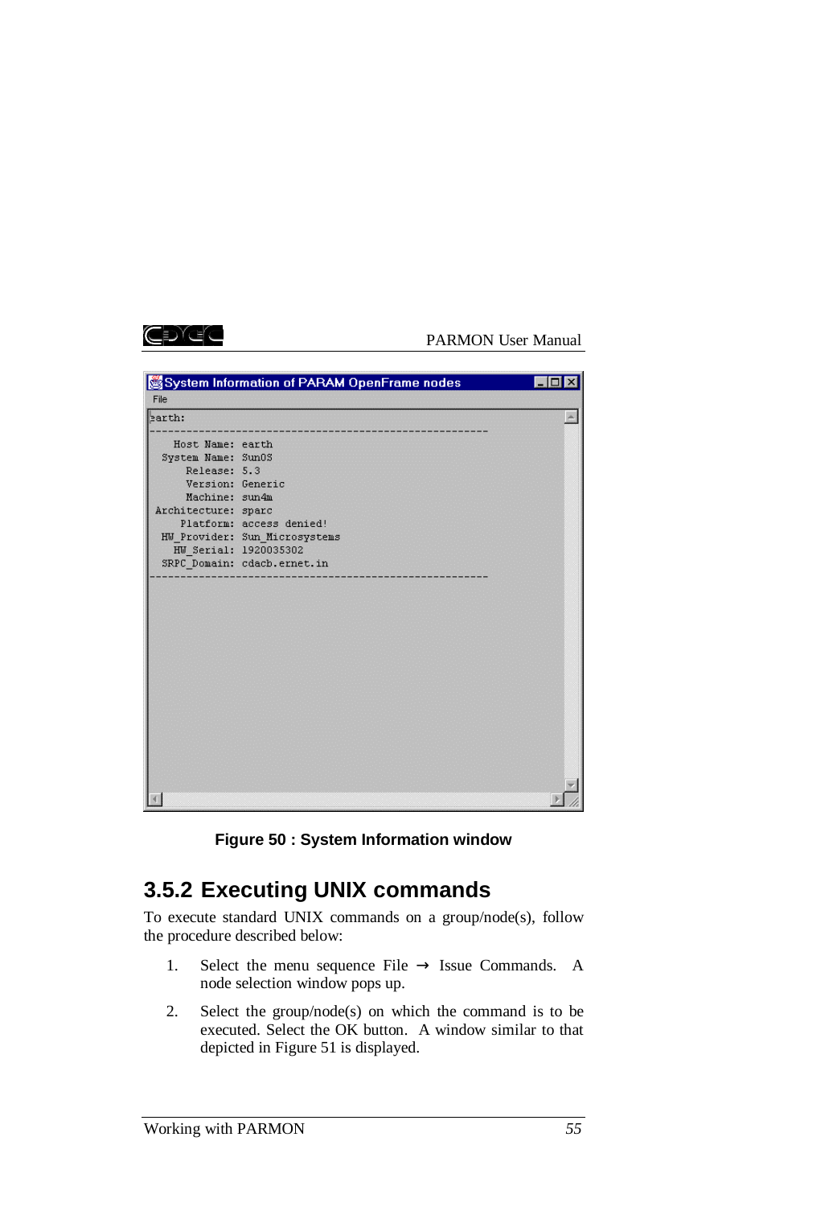```
System Information of PARAM OpenFrame nodes
File
earth:
------------------------------------------------------------
   Host Name: earth
 System Name: SunOS
     Release: 5.3
     Version: Generic
     Machine: sun4m
Architecture: sparc
    Platform: access denied!
 HW_Provider: Sun_Microsystems
   HW_Serial: 1920035302
 SRPC_Domain: cdacb.ernet.in
------------------------------------------------------------
```

**Figure 50 : System Information window**

### 3.5.2 Executing UNIX commands

To execute standard UNIX commands on a group/node(s), follow the procedure described below:

1. Select the menu sequence File → Issue Commands. A node selection window pops up.

2. Select the group/node(s) on which the command is to be executed. Select the OK button. A window similar to that depicted in Figure 51 is displayed.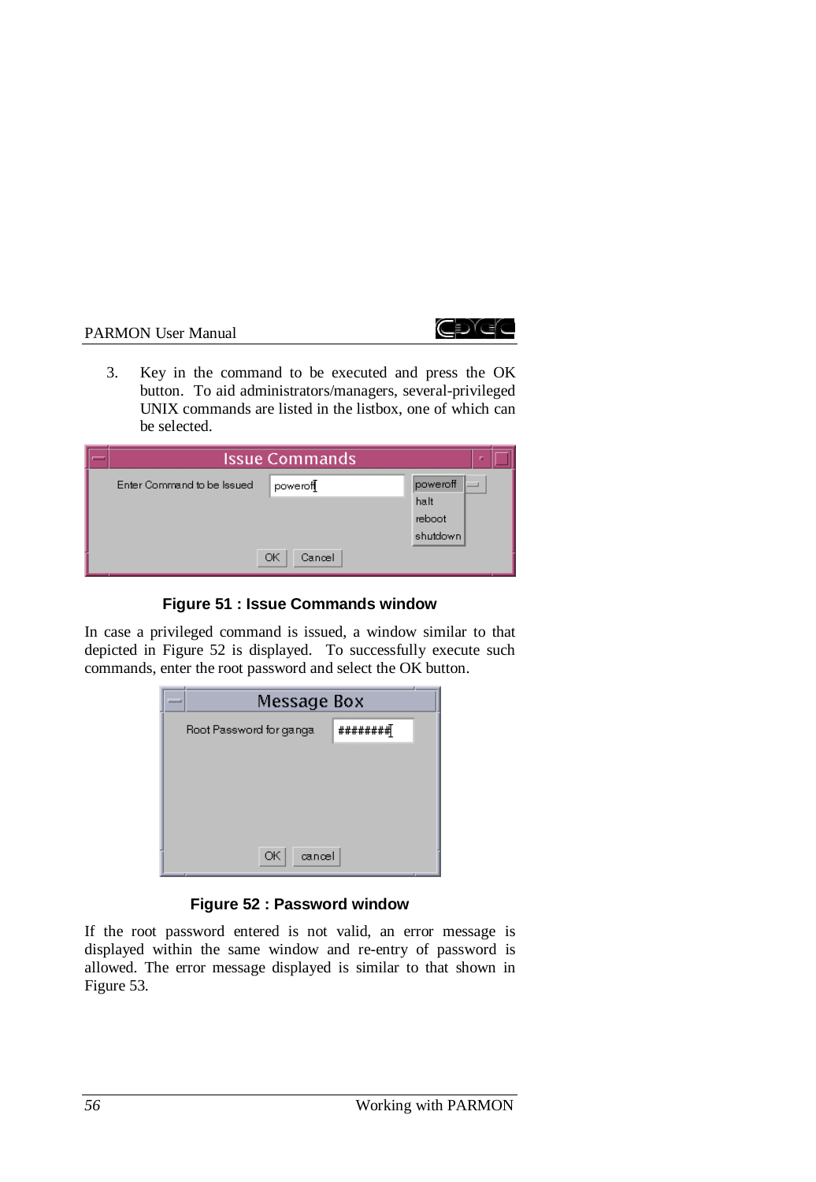3. Key in the command to be executed and press the OK button. To aid administrators/managers, several-privileged UNIX commands are listed in the listbox, one of which can be selected.

**Figure 51 : Issue Commands window**

In case a privileged command is issued, a window similar to that depicted in Figure 52 is displayed. To successfully execute such commands, enter the root password and select the OK button.

**Figure 52 : Password window**

If the root password entered is not valid, an error message is displayed within the same window and re-entry of password is allowed. The error message displayed is similar to that shown in Figure 53.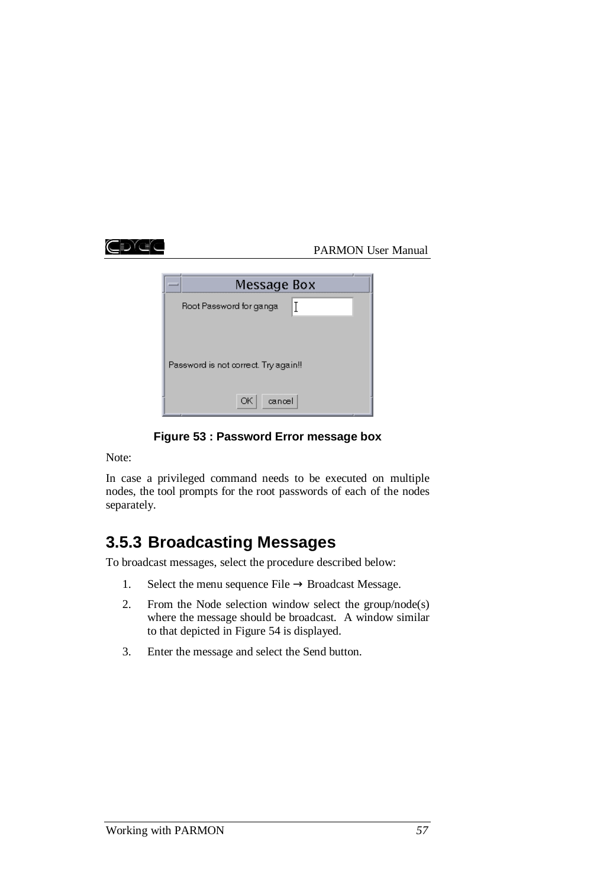**Figure 53 : Password Error message box**

Note:

In case a privileged command needs to be executed on multiple nodes, the tool prompts for the root passwords of each of the nodes separately.

### 3.5.3 Broadcasting Messages

To broadcast messages, select the procedure described below:

1. Select the menu sequence File → Broadcast Message.
2. From the Node selection window select the group/node(s) where the message should be broadcast. A window similar to that depicted in Figure 54 is displayed.
3. Enter the message and select the Send button.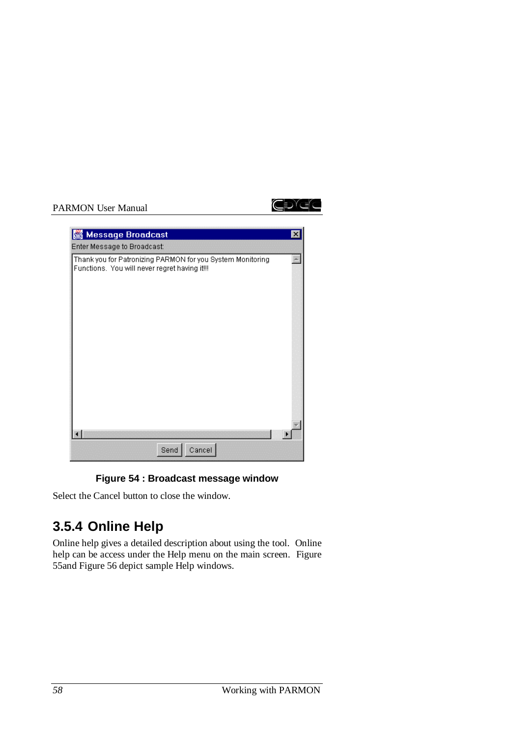**Figure 54 : Broadcast message window**

Select the Cancel button to close the window.

### 3.5.4 Online Help

Online help gives a detailed description about using the tool. Online help can be access under the Help menu on the main screen. Figure 55and Figure 56 depict sample Help windows.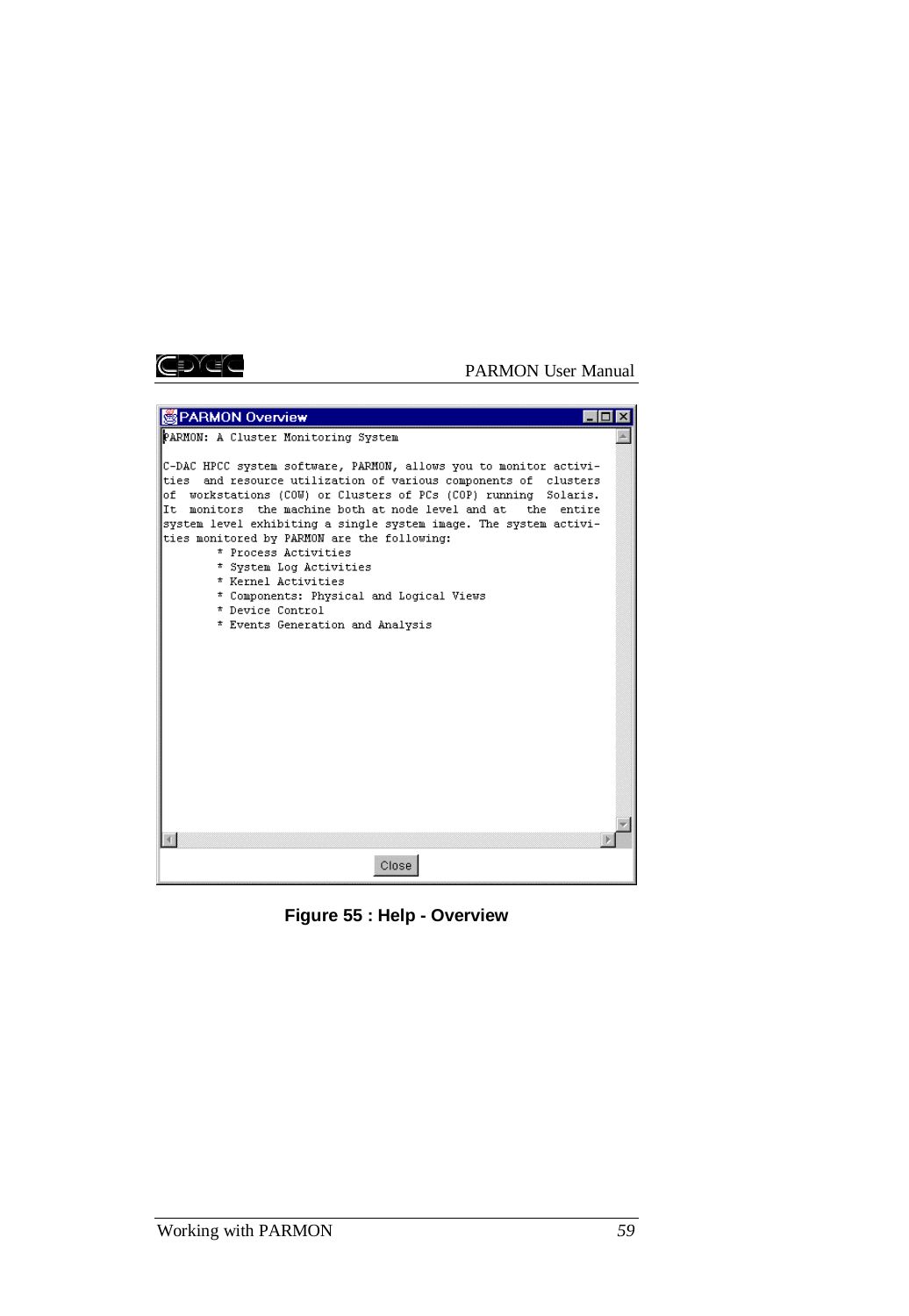PARMON Overview

```
PARMON: A Cluster Monitoring System

C-DAC HPCC system software, PARMON, allows you to monitor activi-
ties  and resource utilization of various components of  clusters
of  workstations (COW) or Clusters of PCs (COP) running  Solaris.
It  monitors  the machine both at node level and at  the  entire
system level exhibiting a single system image. The system activi-
ties monitored by PARMON are the following:
        * Process Activities
        * System Log Activities
        * Kernel Activities
        * Components: Physical and Logical Views
        * Device Control
        * Events Generation and Analysis
```

Close

**Figure 55 : Help - Overview**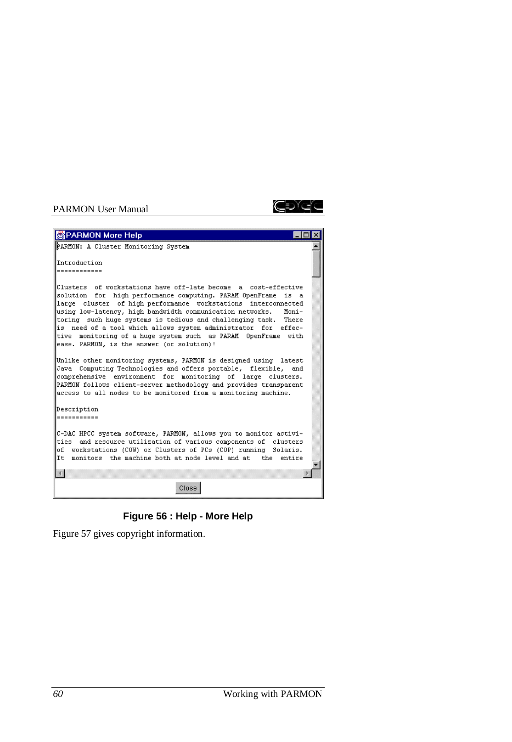PARMON More Help

```
PARMON: A Cluster Monitoring System

Introduction
============

Clusters  of workstations have off-late become  a  cost-effective
solution  for  high performance computing. PARAM OpenFrame  is  a
large  cluster  of high performance  workstations  interconnected
using low-latency, high bandwidth communication networks.   Moni-
toring  such huge systems is tedious and challenging task.  There
is  need of a tool which allows system administrator  for  effec-
tive  monitoring of a huge system such  as PARAM  OpenFrame  with
ease. PARMON, is the answer (or solution)!

Unlike other monitoring systems, PARMON is designed using  latest
Java  Computing Technologies and offers portable,  flexible,  and
comprehensive  environment  for  monitoring  of  large  clusters.
PARMON follows client-server methodology and provides transparent
access to all nodes to be monitored from a monitoring machine.

Description
===========

C-DAC HPCC system software, PARMON, allows you to monitor activi-
ties  and resource utilization of various components of  clusters
of  workstations (COW) or Clusters of PCs (COP) running  Solaris.
It  monitors  the machine both at node level and at   the  entire
```

Close

**Figure 56 : Help - More Help**

Figure 57 gives copyright information.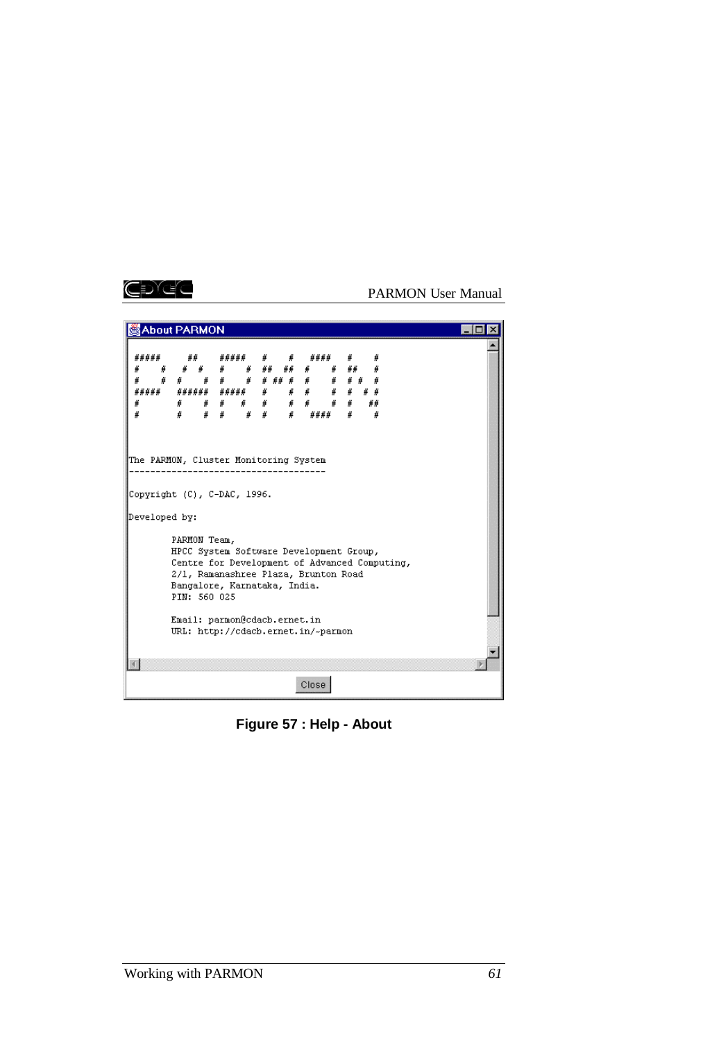About PARMON

```
#####    ##    #####   #    #   ####   #    #
#    #  #  #   #    #  ##  ##  #    #  ##   #
#    # #    #  #    #  # ## #  #    #  # #  #
#####  ######  #####   #    #  #    #  #  # #
#      #    #  #   #   #    #  #    #  #   ##
#      #    #  #    #  #    #   ####   #    #


The PARMON, Cluster Monitoring System
-------------------------------------

Copyright (C), C-DAC, 1996.

Developed by:

        PARMON Team,
        HPCC System Software Development Group,
        Centre for Development of Advanced Computing,
        2/1, Ramanashree Plaza, Brunton Road
        Bangalore, Karnataka, India.
        PIN: 560 025

        Email: parmon@cdacb.ernet.in
        URL: http://cdacb.ernet.in/~parmon
```

Close

**Figure 57 : Help - About**